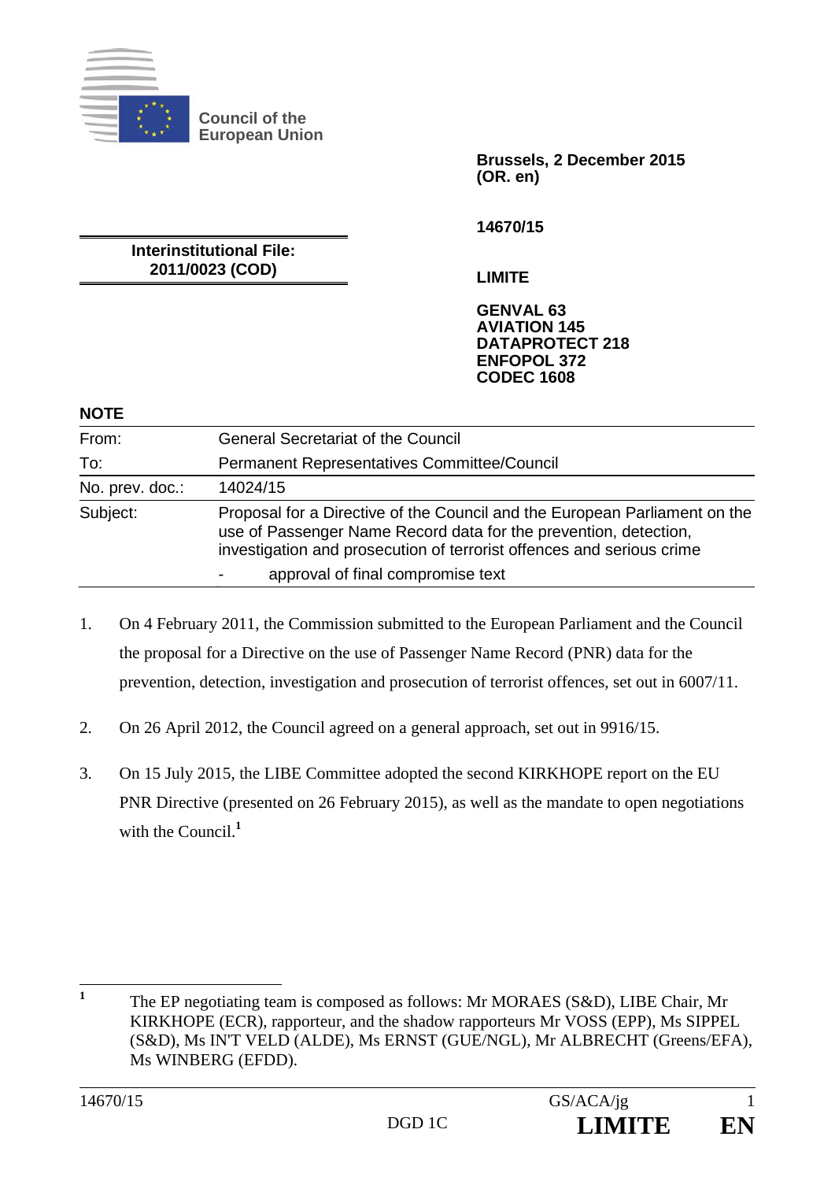Council of the European Union

Brussels, 2 December 2015
(OR. en)

14670/15

**Interinstitutional File:**
**2011/0023 (COD)**

**LIMITE**

**GENVAL 63**
**AVIATION 145**
**DATAPROTECT 218**
**ENFOPOL 372**
**CODEC 1608**

**NOTE**

| | |
|---|---|
| From: | General Secretariat of the Council |
| To: | Permanent Representatives Committee/Council |
| No. prev. doc.: | 14024/15 |
| Subject: | Proposal for a Directive of the Council and the European Parliament on the use of Passenger Name Record data for the prevention, detection, investigation and prosecution of terrorist offences and serious crime<br>- approval of final compromise text |

1. On 4 February 2011, the Commission submitted to the European Parliament and the Council the proposal for a Directive on the use of Passenger Name Record (PNR) data for the prevention, detection, investigation and prosecution of terrorist offences, set out in 6007/11.

2. On 26 April 2012, the Council agreed on a general approach, set out in 9916/15.

3. On 15 July 2015, the LIBE Committee adopted the second KIRKHOPE report on the EU PNR Directive (presented on 26 February 2015), as well as the mandate to open negotiations with the Council.[1]

[1] The EP negotiating team is composed as follows: Mr MORAES (S&D), LIBE Chair, Mr KIRKHOPE (ECR), rapporteur, and the shadow rapporteurs Mr VOSS (EPP), Ms SIPPEL (S&D), Ms IN'T VELD (ALDE), Ms ERNST (GUE/NGL), Mr ALBRECHT (Greens/EFA), Ms WINBERG (EFDD).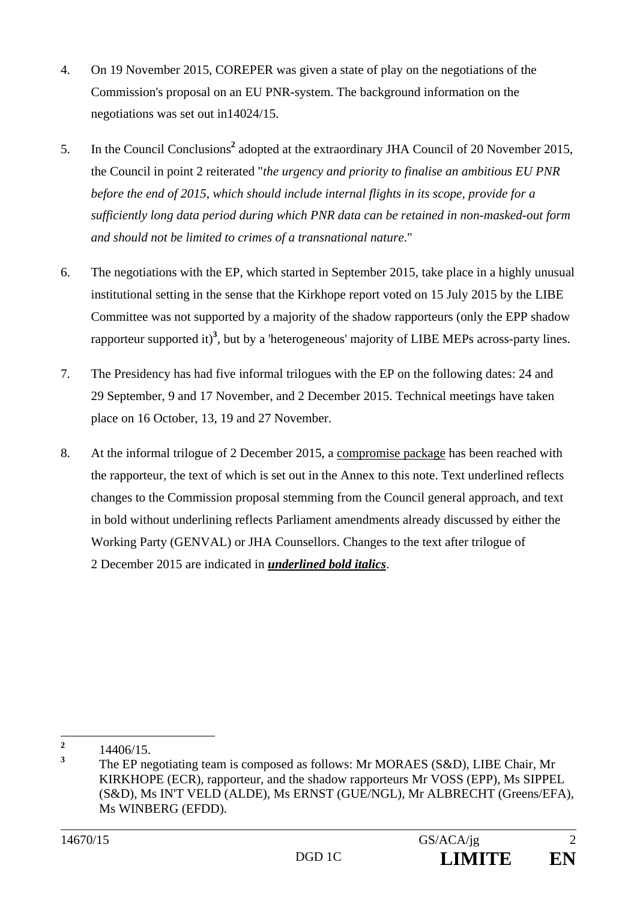4. On 19 November 2015, COREPER was given a state of play on the negotiations of the Commission's proposal on an EU PNR-system. The background information on the negotiations was set out in14024/15.

5. In the Council Conclusions[2] adopted at the extraordinary JHA Council of 20 November 2015, the Council in point 2 reiterated "*the urgency and priority to finalise an ambitious EU PNR before the end of 2015, which should include internal flights in its scope, provide for a sufficiently long data period during which PNR data can be retained in non-masked-out form and should not be limited to crimes of a transnational nature*."

6. The negotiations with the EP, which started in September 2015, take place in a highly unusual institutional setting in the sense that the Kirkhope report voted on 15 July 2015 by the LIBE Committee was not supported by a majority of the shadow rapporteurs (only the EPP shadow rapporteur supported it)[3], but by a 'heterogeneous' majority of LIBE MEPs across-party lines.

7. The Presidency has had five informal trilogues with the EP on the following dates: 24 and 29 September, 9 and 17 November, and 2 December 2015. Technical meetings have taken place on 16 October, 13, 19 and 27 November.

8. At the informal trilogue of 2 December 2015, a <u>compromise package</u> has been reached with the rapporteur, the text of which is set out in the Annex to this note. Text underlined reflects changes to the Commission proposal stemming from the Council general approach, and text in bold without underlining reflects Parliament amendments already discussed by either the Working Party (GENVAL) or JHA Counsellors. Changes to the text after trilogue of 2 December 2015 are indicated in <u>***underlined bold italics***</u>.

---

[2] 14406/15.

[3] The EP negotiating team is composed as follows: Mr MORAES (S&D), LIBE Chair, Mr KIRKHOPE (ECR), rapporteur, and the shadow rapporteurs Mr VOSS (EPP), Ms SIPPEL (S&D), Ms IN'T VELD (ALDE), Ms ERNST (GUE/NGL), Mr ALBRECHT (Greens/EFA), Ms WINBERG (EFDD).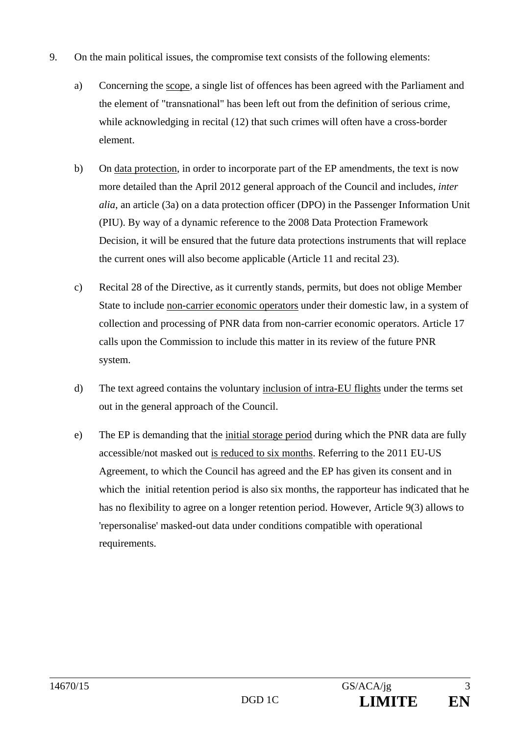9. On the main political issues, the compromise text consists of the following elements:

   a) Concerning the scope, a single list of offences has been agreed with the Parliament and the element of "transnational" has been left out from the definition of serious crime, while acknowledging in recital (12) that such crimes will often have a cross-border element.

   b) On data protection, in order to incorporate part of the EP amendments, the text is now more detailed than the April 2012 general approach of the Council and includes, *inter alia*, an article (3a) on a data protection officer (DPO) in the Passenger Information Unit (PIU). By way of a dynamic reference to the 2008 Data Protection Framework Decision, it will be ensured that the future data protections instruments that will replace the current ones will also become applicable (Article 11 and recital 23).

   c) Recital 28 of the Directive, as it currently stands, permits, but does not oblige Member State to include non-carrier economic operators under their domestic law, in a system of collection and processing of PNR data from non-carrier economic operators. Article 17 calls upon the Commission to include this matter in its review of the future PNR system.

   d) The text agreed contains the voluntary inclusion of intra-EU flights under the terms set out in the general approach of the Council.

   e) The EP is demanding that the initial storage period during which the PNR data are fully accessible/not masked out is reduced to six months. Referring to the 2011 EU-US Agreement, to which the Council has agreed and the EP has given its consent and in which the initial retention period is also six months, the rapporteur has indicated that he has no flexibility to agree on a longer retention period. However, Article 9(3) allows to 'repersonalise' masked-out data under conditions compatible with operational requirements.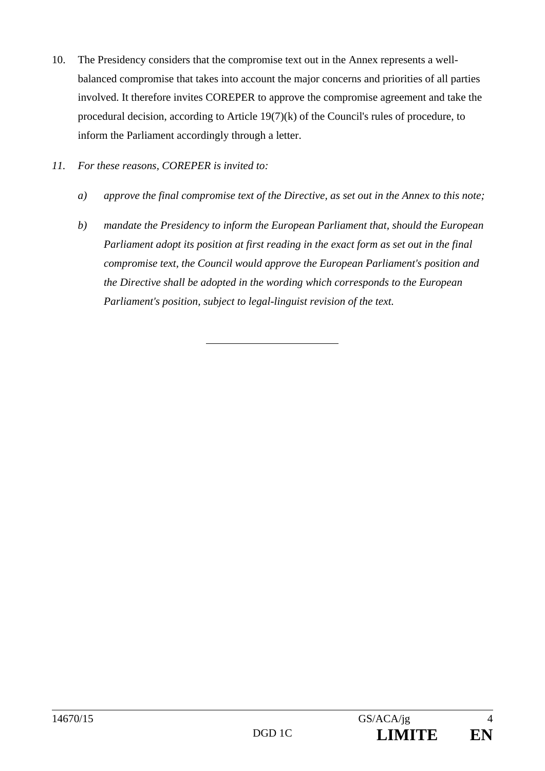10. The Presidency considers that the compromise text out in the Annex represents a well-balanced compromise that takes into account the major concerns and priorities of all parties involved. It therefore invites COREPER to approve the compromise agreement and take the procedural decision, according to Article 19(7)(k) of the Council's rules of procedure, to inform the Parliament accordingly through a letter.

*11. For these reasons, COREPER is invited to:*

*a) approve the final compromise text of the Directive, as set out in the Annex to this note;*

*b) mandate the Presidency to inform the European Parliament that, should the European Parliament adopt its position at first reading in the exact form as set out in the final compromise text, the Council would approve the European Parliament's position and the Directive shall be adopted in the wording which corresponds to the European Parliament's position, subject to legal-linguist revision of the text.*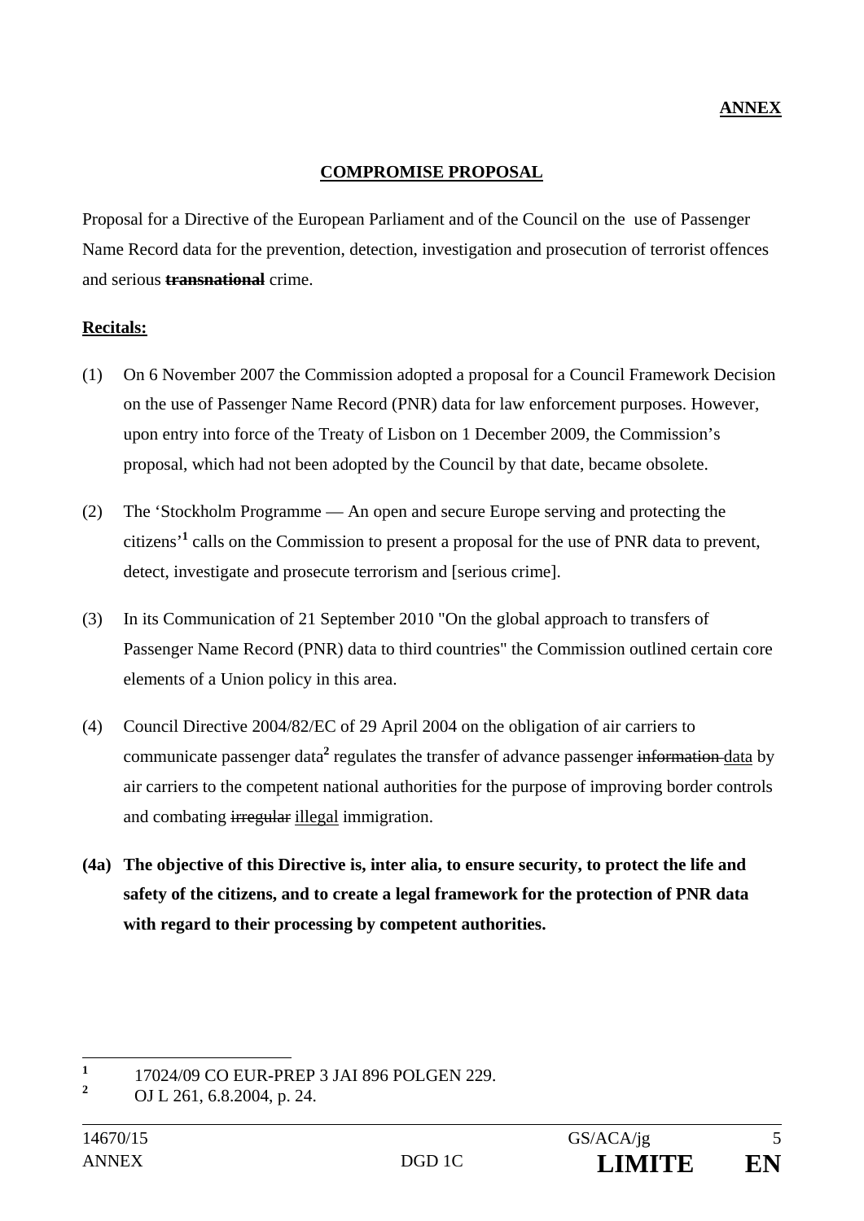**ANNEX**

**COMPROMISE PROPOSAL**

Proposal for a Directive of the European Parliament and of the Council on the use of Passenger Name Record data for the prevention, detection, investigation and prosecution of terrorist offences and serious ~~**transnational**~~ crime.

**Recitals:**

(1) On 6 November 2007 the Commission adopted a proposal for a Council Framework Decision on the use of Passenger Name Record (PNR) data for law enforcement purposes. However, upon entry into force of the Treaty of Lisbon on 1 December 2009, the Commission's proposal, which had not been adopted by the Council by that date, became obsolete.

(2) The 'Stockholm Programme — An open and secure Europe serving and protecting the citizens'[1] calls on the Commission to present a proposal for the use of PNR data to prevent, detect, investigate and prosecute terrorism and [serious crime].

(3) In its Communication of 21 September 2010 "On the global approach to transfers of Passenger Name Record (PNR) data to third countries" the Commission outlined certain core elements of a Union policy in this area.

(4) Council Directive 2004/82/EC of 29 April 2004 on the obligation of air carriers to communicate passenger data[2] regulates the transfer of advance passenger ~~information~~ data by air carriers to the competent national authorities for the purpose of improving border controls and combating ~~irregular~~ illegal immigration.

**(4a) The objective of this Directive is, inter alia, to ensure security, to protect the life and safety of the citizens, and to create a legal framework for the protection of PNR data with regard to their processing by competent authorities.**

---

[1] 17024/09 CO EUR-PREP 3 JAI 896 POLGEN 229.

[2] OJ L 261, 6.8.2004, p. 24.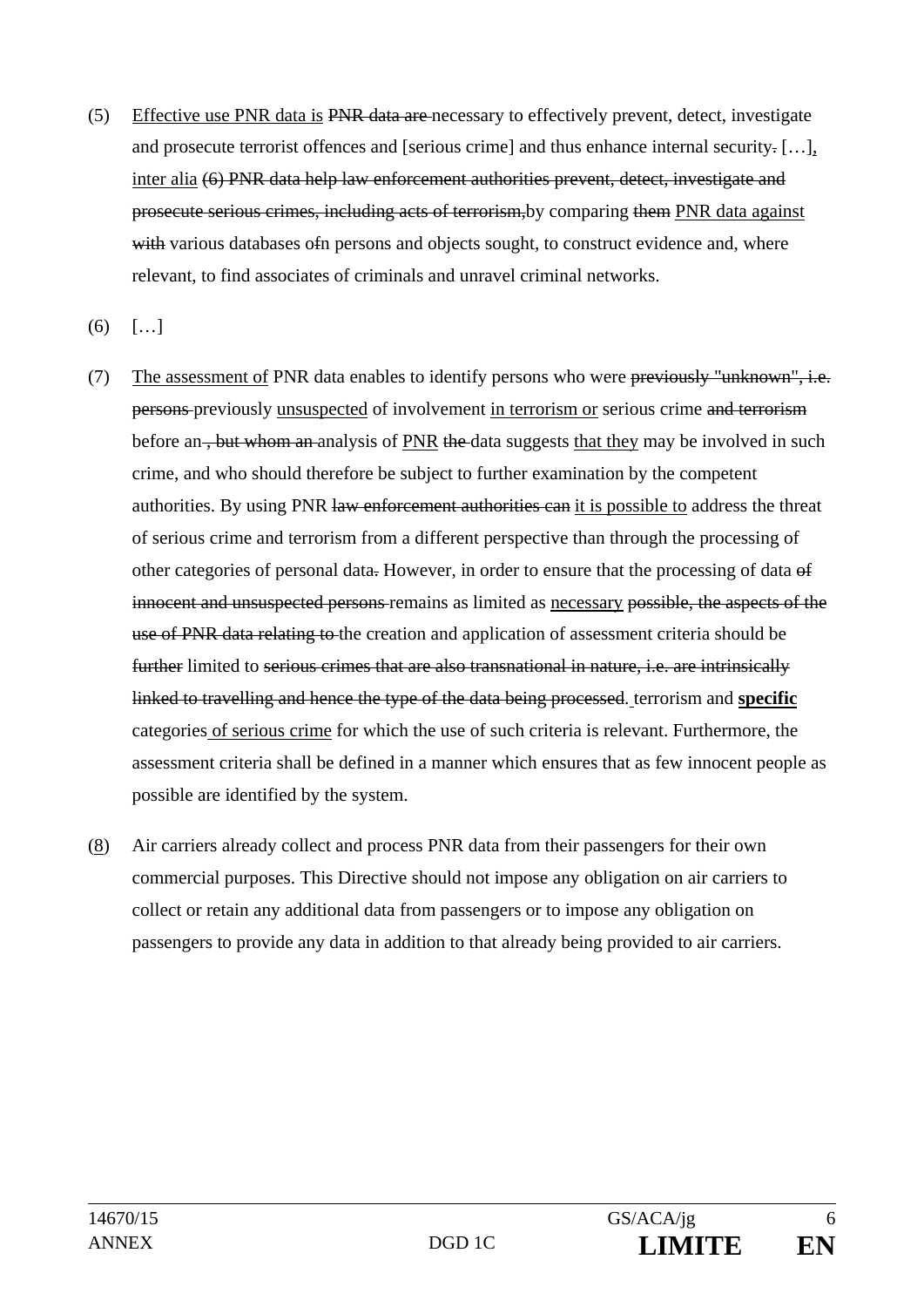(5) <u>Effective use PNR data is</u> ~~PNR data are~~ necessary to effectively prevent, detect, investigate and prosecute terrorist offences and [serious crime] and thus enhance internal security~~.~~ […]<u>,</u> <u>inter alia</u> ~~(6) PNR data help law enforcement authorities prevent, detect, investigate and prosecute serious crimes, including acts of terrorism,~~by comparing ~~them~~ <u>PNR data against</u> ~~with~~ various databases o~~f~~n persons and objects sought, to construct evidence and, where relevant, to find associates of criminals and unravel criminal networks.

(6) […]

(7) <u>The assessment of</u> PNR data enables to identify persons who were ~~previously "unknown", i.e. persons~~ previously <u>unsuspected</u> of involvement <u>in terrorism or</u> serious crime ~~and terrorism~~ before an~~, but whom an~~ analysis of <u>PNR</u> ~~the~~ data suggests <u>that they</u> may be involved in such crime, and who should therefore be subject to further examination by the competent authorities. By using PNR ~~law enforcement authorities can~~ <u>it is possible to</u> address the threat of serious crime and terrorism from a different perspective than through the processing of other categories of personal data~~.~~ However, in order to ensure that the processing of data ~~of innocent and unsuspected persons~~ remains as limited as <u>necessary</u> ~~possible, the aspects of the use of PNR data relating to~~ the creation and application of assessment criteria should be ~~further~~ limited to ~~serious crimes that are also transnational in nature, i.e. are intrinsically linked to travelling and hence the type of the data being processed~~. terrorism and <u>**specific**</u> categories<u> of serious crime</u> for which the use of such criteria is relevant. Furthermore, the assessment criteria shall be defined in a manner which ensures that as few innocent people as possible are identified by the system.

(<u>8</u>) Air carriers already collect and process PNR data from their passengers for their own commercial purposes. This Directive should not impose any obligation on air carriers to collect or retain any additional data from passengers or to impose any obligation on passengers to provide any data in addition to that already being provided to air carriers.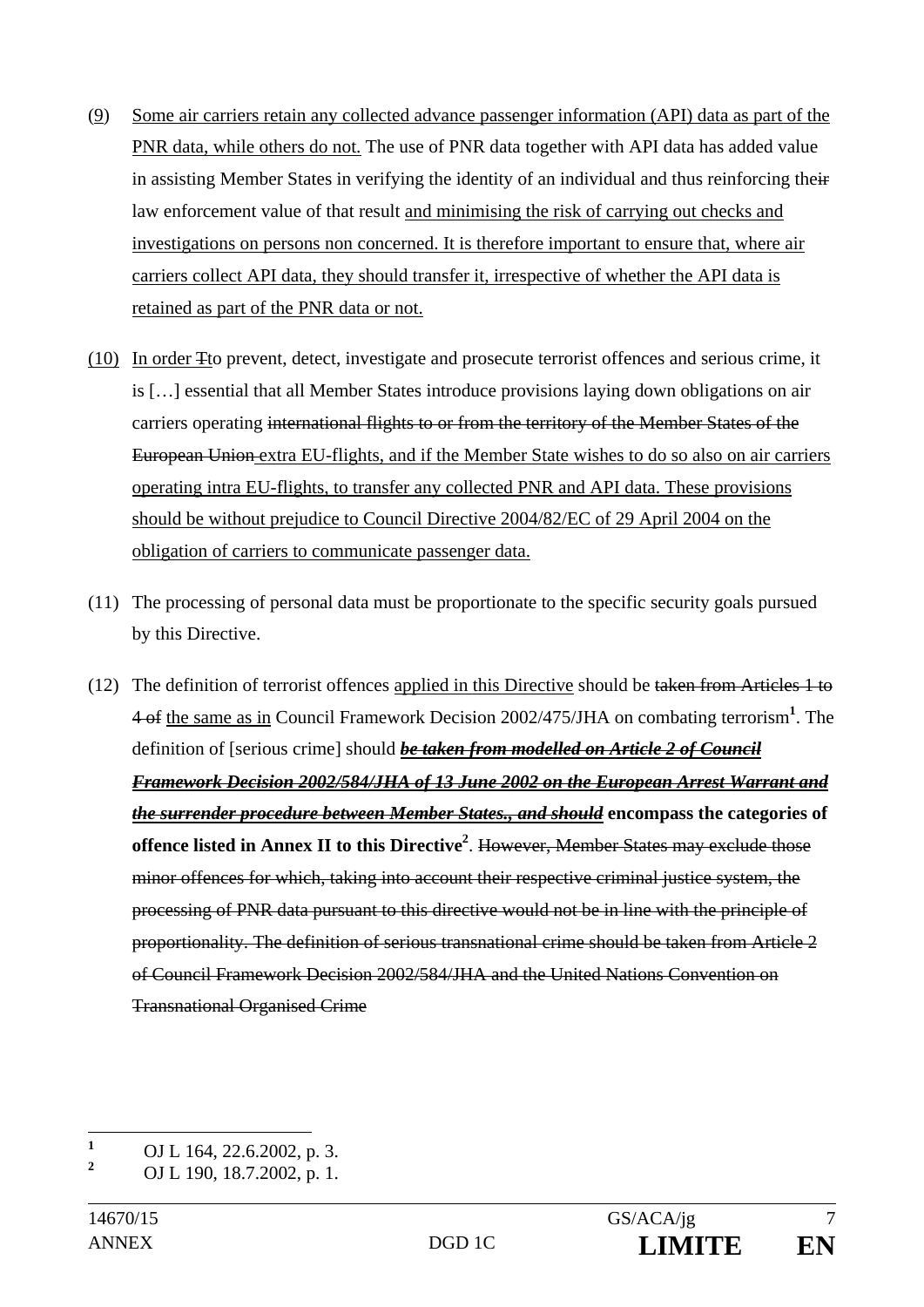(9) Some air carriers retain any collected advance passenger information (API) data as part of the PNR data, while others do not. The use of PNR data together with API data has added value in assisting Member States in verifying the identity of an individual and thus reinforcing their law enforcement value of that result and minimising the risk of carrying out checks and investigations on persons non concerned. It is therefore important to ensure that, where air carriers collect API data, they should transfer it, irrespective of whether the API data is retained as part of the PNR data or not.

(10) In order Tto prevent, detect, investigate and prosecute terrorist offences and serious crime, it is […] essential that all Member States introduce provisions laying down obligations on air carriers operating ~~international flights to or from the territory of the Member States of the European Union~~ extra EU-flights, and if the Member State wishes to do so also on air carriers operating intra EU-flights, to transfer any collected PNR and API data. These provisions should be without prejudice to Council Directive 2004/82/EC of 29 April 2004 on the obligation of carriers to communicate passenger data.

(11) The processing of personal data must be proportionate to the specific security goals pursued by this Directive.

(12) The definition of terrorist offences applied in this Directive should be ~~taken from Articles 1 to 4 of~~ the same as in Council Framework Decision 2002/475/JHA on combating terrorism[1]. The definition of [serious crime] should ***~~be taken from modelled on Article 2 of Council Framework Decision 2002/584/JHA of 13 June 2002 on the European Arrest Warrant and the surrender procedure between Member States., and should~~*** **encompass the categories of offence listed in Annex II to this Directive**[2]. ~~However, Member States may exclude those minor offences for which, taking into account their respective criminal justice system, the processing of PNR data pursuant to this directive would not be in line with the principle of proportionality. The definition of serious transnational crime should be taken from Article 2 of Council Framework Decision 2002/584/JHA and the United Nations Convention on Transnational Organised Crime~~

---

[1] OJ L 164, 22.6.2002, p. 3.

[2] OJ L 190, 18.7.2002, p. 1.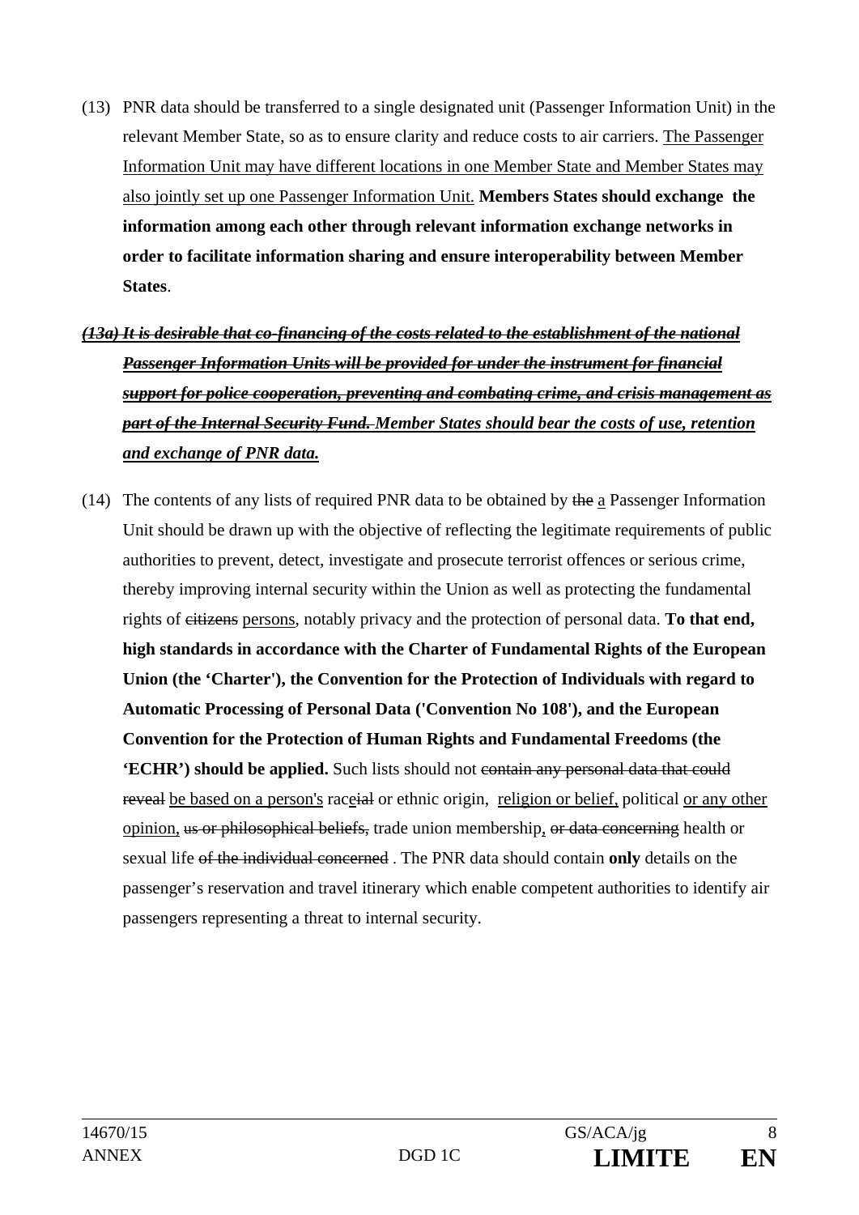(13) PNR data should be transferred to a single designated unit (Passenger Information Unit) in the relevant Member State, so as to ensure clarity and reduce costs to air carriers. <u>The Passenger Information Unit may have different locations in one Member State and Member States may also jointly set up one Passenger Information Unit.</u> **Members States should exchange the information among each other through relevant information exchange networks in order to facilitate information sharing and ensure interoperability between Member States**.

***<u>~~(13a) It is desirable that co-financing of the costs related to the establishment of the national Passenger Information Units will be provided for under the instrument for financial support for police cooperation, preventing and combating crime, and crisis management as part of the Internal Security Fund.~~ Member States should bear the costs of use, retention and exchange of PNR data.</u>***

(14) The contents of any lists of required PNR data to be obtained by ~~the~~ <u>a</u> Passenger Information Unit should be drawn up with the objective of reflecting the legitimate requirements of public authorities to prevent, detect, investigate and prosecute terrorist offences or serious crime, thereby improving internal security within the Union as well as protecting the fundamental rights of ~~citizens~~ <u>persons</u>, notably privacy and the protection of personal data. **To that end, high standards in accordance with the Charter of Fundamental Rights of the European Union (the 'Charter'), the Convention for the Protection of Individuals with regard to Automatic Processing of Personal Data ('Convention No 108'), and the European Convention for the Protection of Human Rights and Fundamental Freedoms (the 'ECHR') should be applied.** Such lists should not ~~contain any personal data that could reveal~~ <u>be based on a person's</u> rac<u>e</u>~~ial~~ or ethnic origin, <u>religion or belief,</u> political <u>or any other opinion,</u> ~~us or philosophical beliefs,~~ trade union membership<u>,</u> ~~or data concerning~~ health or sexual life ~~of the individual concerned~~ . The PNR data should contain **only** details on the passenger's reservation and travel itinerary which enable competent authorities to identify air passengers representing a threat to internal security.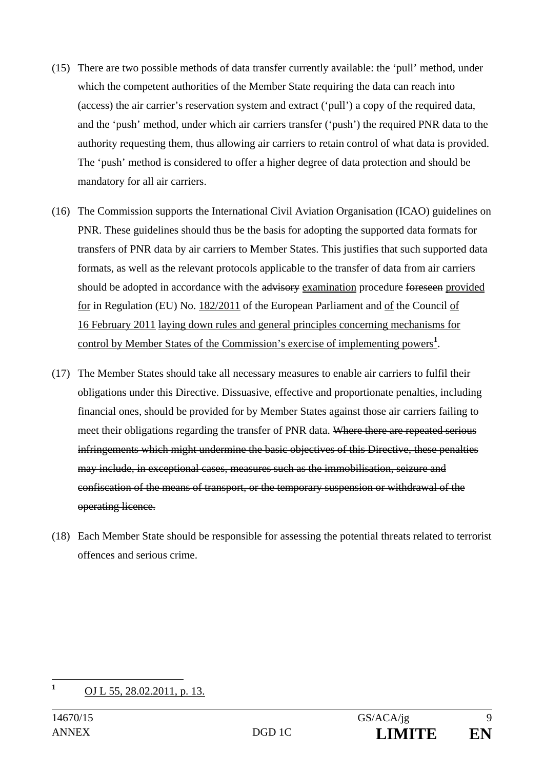(15) There are two possible methods of data transfer currently available: the 'pull' method, under which the competent authorities of the Member State requiring the data can reach into (access) the air carrier's reservation system and extract ('pull') a copy of the required data, and the 'push' method, under which air carriers transfer ('push') the required PNR data to the authority requesting them, thus allowing air carriers to retain control of what data is provided. The 'push' method is considered to offer a higher degree of data protection and should be mandatory for all air carriers.

(16) The Commission supports the International Civil Aviation Organisation (ICAO) guidelines on PNR. These guidelines should thus be the basis for adopting the supported data formats for transfers of PNR data by air carriers to Member States. This justifies that such supported data formats, as well as the relevant protocols applicable to the transfer of data from air carriers should be adopted in accordance with the ~~advisory~~ <u>examination</u> procedure ~~foreseen~~ <u>provided for</u> in Regulation (EU) No. <u>182/2011</u> of the European Parliament and <u>of</u> the Council <u>of 16 February 2011</u> <u>laying down rules and general principles concerning mechanisms for control by Member States of the Commission's exercise of implementing powers</u>[1].

(17) The Member States should take all necessary measures to enable air carriers to fulfil their obligations under this Directive. Dissuasive, effective and proportionate penalties, including financial ones, should be provided for by Member States against those air carriers failing to meet their obligations regarding the transfer of PNR data. ~~Where there are repeated serious infringements which might undermine the basic objectives of this Directive, these penalties may include, in exceptional cases, measures such as the immobilisation, seizure and confiscation of the means of transport, or the temporary suspension or withdrawal of the operating licence.~~

(18) Each Member State should be responsible for assessing the potential threats related to terrorist offences and serious crime.

---

[1] <u>OJ L 55, 28.02.2011, p. 13.</u>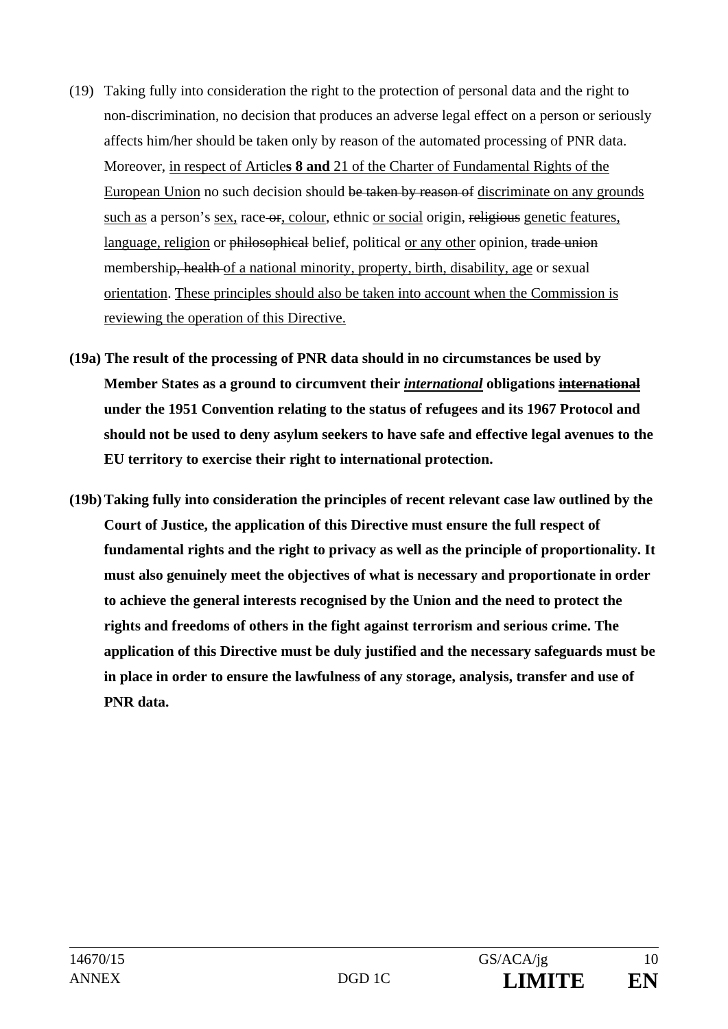(19) Taking fully into consideration the right to the protection of personal data and the right to non-discrimination, no decision that produces an adverse legal effect on a person or seriously affects him/her should be taken only by reason of the automated processing of PNR data. Moreover, <u>in respect of Article</u>**<u>s 8 and</u>** <u>21 of the Charter of Fundamental Rights of the European Union</u> no such decision should ~~be taken by reason of~~ <u>discriminate on any grounds such as</u> a person's <u>sex,</u> race ~~or~~<u>, colour</u>, ethnic <u>or social</u> origin, ~~religious~~ <u>genetic features, language, religion</u> or ~~philosophical~~ belief, political <u>or any other</u> opinion, ~~trade union~~ membership~~, health~~ <u>of a national minority, property, birth, disability, age</u> or sexual <u>orientation</u>. <u>These principles should also be taken into account when the Commission is reviewing the operation of this Directive.</u>

**(19a) The result of the processing of PNR data should in no circumstances be used by Member States as a ground to circumvent their *<u>international</u>* obligations ~~<u>international</u>~~ under the 1951 Convention relating to the status of refugees and its 1967 Protocol and should not be used to deny asylum seekers to have safe and effective legal avenues to the EU territory to exercise their right to international protection.**

**(19b) Taking fully into consideration the principles of recent relevant case law outlined by the Court of Justice, the application of this Directive must ensure the full respect of fundamental rights and the right to privacy as well as the principle of proportionality. It must also genuinely meet the objectives of what is necessary and proportionate in order to achieve the general interests recognised by the Union and the need to protect the rights and freedoms of others in the fight against terrorism and serious crime. The application of this Directive must be duly justified and the necessary safeguards must be in place in order to ensure the lawfulness of any storage, analysis, transfer and use of PNR data.**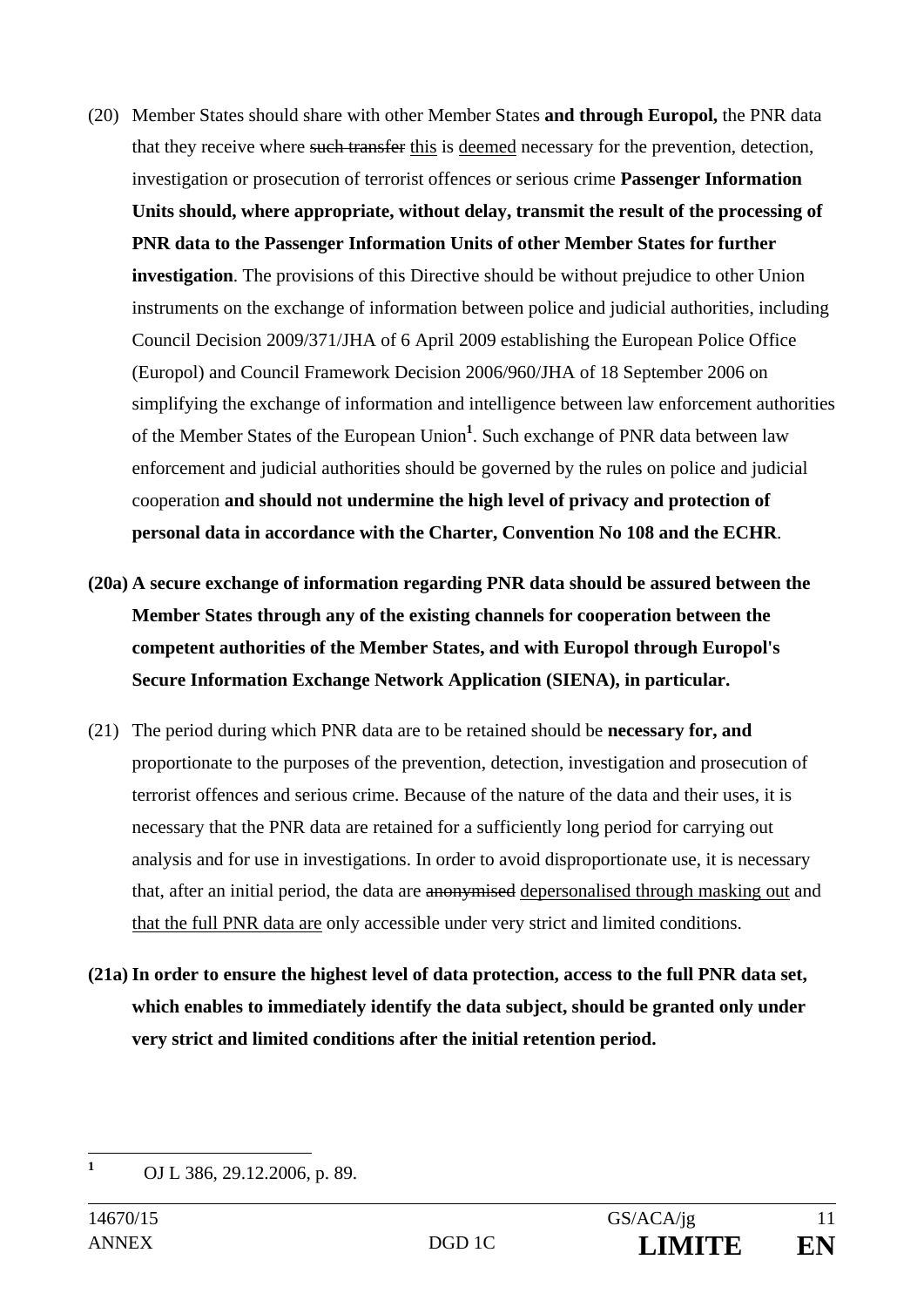(20) Member States should share with other Member States **and through Europol,** the PNR data that they receive where ~~such transfer~~ this is deemed necessary for the prevention, detection, investigation or prosecution of terrorist offences or serious crime **Passenger Information Units should, where appropriate, without delay, transmit the result of the processing of PNR data to the Passenger Information Units of other Member States for further investigation**. The provisions of this Directive should be without prejudice to other Union instruments on the exchange of information between police and judicial authorities, including Council Decision 2009/371/JHA of 6 April 2009 establishing the European Police Office (Europol) and Council Framework Decision 2006/960/JHA of 18 September 2006 on simplifying the exchange of information and intelligence between law enforcement authorities of the Member States of the European Union[1]. Such exchange of PNR data between law enforcement and judicial authorities should be governed by the rules on police and judicial cooperation **and should not undermine the high level of privacy and protection of personal data in accordance with the Charter, Convention No 108 and the ECHR**.

**(20a) A secure exchange of information regarding PNR data should be assured between the Member States through any of the existing channels for cooperation between the competent authorities of the Member States, and with Europol through Europol's Secure Information Exchange Network Application (SIENA), in particular.**

(21) The period during which PNR data are to be retained should be **necessary for, and** proportionate to the purposes of the prevention, detection, investigation and prosecution of terrorist offences and serious crime. Because of the nature of the data and their uses, it is necessary that the PNR data are retained for a sufficiently long period for carrying out analysis and for use in investigations. In order to avoid disproportionate use, it is necessary that, after an initial period, the data are ~~anonymised~~ depersonalised through masking out and that the full PNR data are only accessible under very strict and limited conditions.

**(21a) In order to ensure the highest level of data protection, access to the full PNR data set, which enables to immediately identify the data subject, should be granted only under very strict and limited conditions after the initial retention period.**

---

[1] OJ L 386, 29.12.2006, p. 89.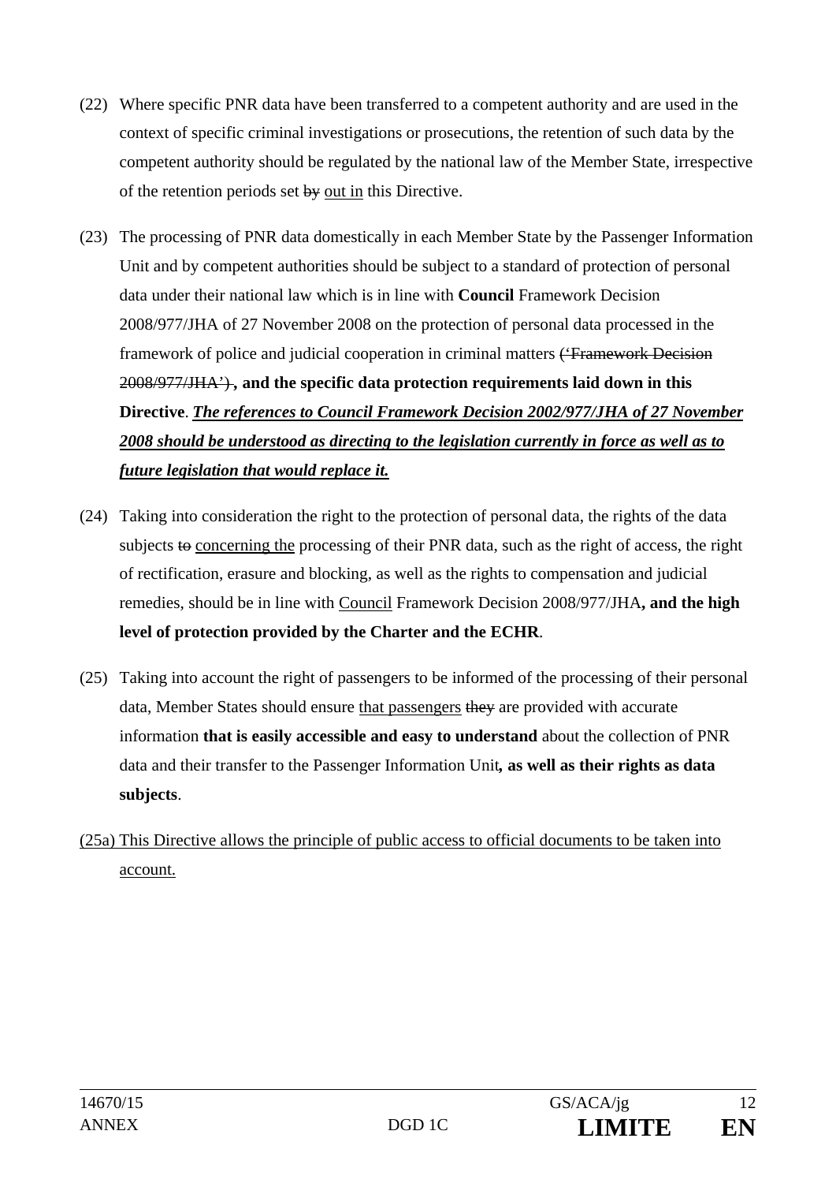(22) Where specific PNR data have been transferred to a competent authority and are used in the context of specific criminal investigations or prosecutions, the retention of such data by the competent authority should be regulated by the national law of the Member State, irrespective of the retention periods set ~~by~~ <u>out in</u> this Directive.

(23) The processing of PNR data domestically in each Member State by the Passenger Information Unit and by competent authorities should be subject to a standard of protection of personal data under their national law which is in line with **Council** Framework Decision 2008/977/JHA of 27 November 2008 on the protection of personal data processed in the framework of police and judicial cooperation in criminal matters ~~('Framework Decision 2008/977/JHA')~~ **, and the specific data protection requirements laid down in this Directive**. ***<u>The references to Council Framework Decision 2002/977/JHA of 27 November 2008 should be understood as directing to the legislation currently in force as well as to future legislation that would replace it.</u>***

(24) Taking into consideration the right to the protection of personal data, the rights of the data subjects ~~to~~ <u>concerning the</u> processing of their PNR data, such as the right of access, the right of rectification, erasure and blocking, as well as the rights to compensation and judicial remedies, should be in line with <u>Council</u> Framework Decision 2008/977/JHA**, and the high level of protection provided by the Charter and the ECHR**.

(25) Taking into account the right of passengers to be informed of the processing of their personal data, Member States should ensure <u>that passengers</u> ~~they~~ are provided with accurate information **that is easily accessible and easy to understand** about the collection of PNR data and their transfer to the Passenger Information Unit**, as well as their rights as data subjects**.

<u>(25a) This Directive allows the principle of public access to official documents to be taken into account.</u>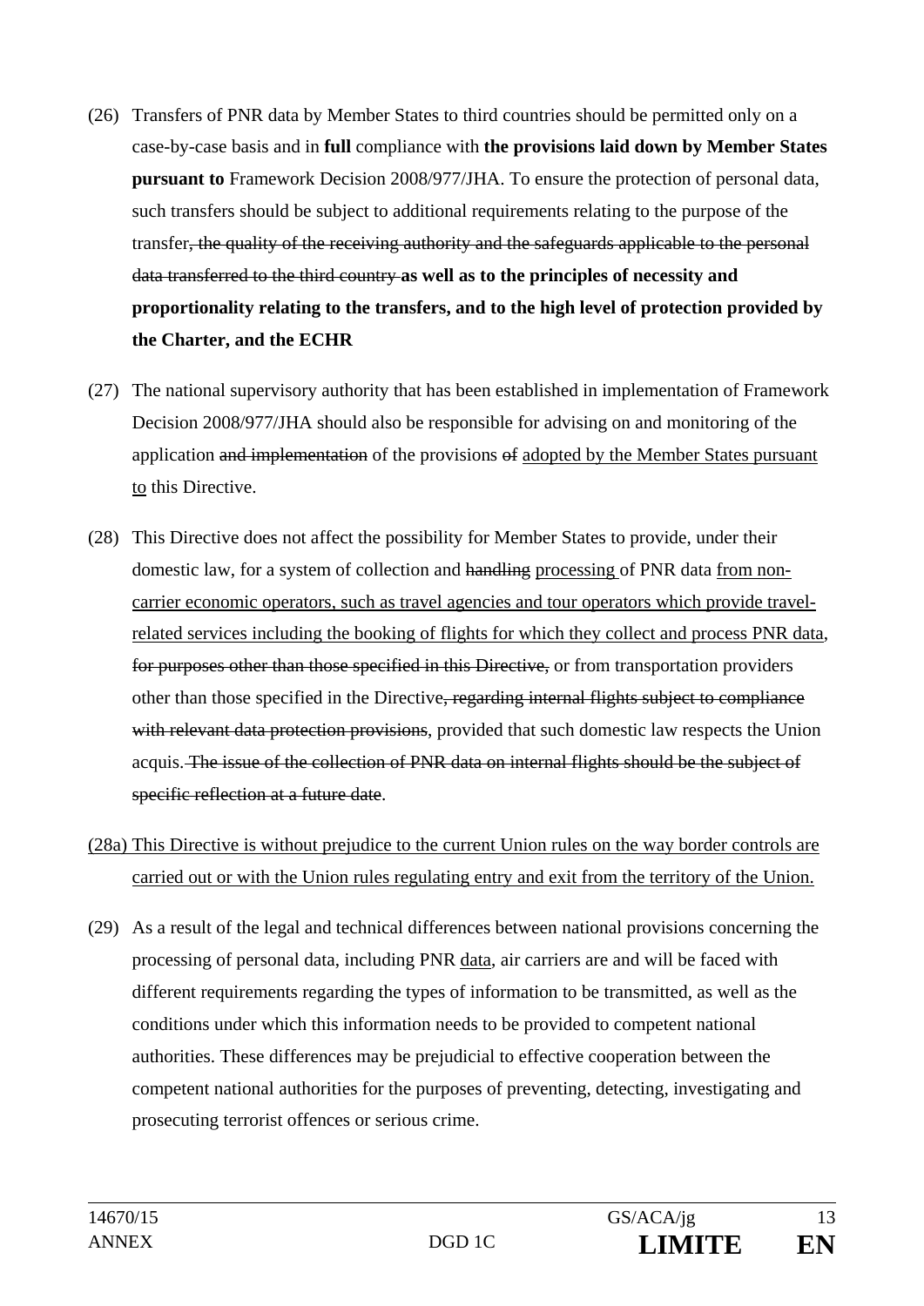(26) Transfers of PNR data by Member States to third countries should be permitted only on a case-by-case basis and in **full** compliance with **the provisions laid down by Member States pursuant to** Framework Decision 2008/977/JHA. To ensure the protection of personal data, such transfers should be subject to additional requirements relating to the purpose of the transfer~~, the quality of the receiving authority and the safeguards applicable to the personal data transferred to the third country~~ **as well as to the principles of necessity and proportionality relating to the transfers, and to the high level of protection provided by the Charter, and the ECHR**

(27) The national supervisory authority that has been established in implementation of Framework Decision 2008/977/JHA should also be responsible for advising on and monitoring of the application ~~and implementation~~ of the provisions ~~of~~ <u>adopted by the Member States pursuant to</u> this Directive.

(28) This Directive does not affect the possibility for Member States to provide, under their domestic law, for a system of collection and ~~handling~~ <u>processing</u> of PNR data <u>from non-carrier economic operators, such as travel agencies and tour operators which provide travel-related services including the booking of flights for which they collect and process PNR data</u>, ~~for purposes other than those specified in this Directive,~~ or from transportation providers other than those specified in the Directive~~, regarding internal flights subject to compliance with relevant data protection provisions~~, provided that such domestic law respects the Union acquis.~~ The issue of the collection of PNR data on internal flights should be the subject of specific reflection at a future date~~.

<u>(28a) This Directive is without prejudice to the current Union rules on the way border controls are carried out or with the Union rules regulating entry and exit from the territory of the Union.</u>

(29) As a result of the legal and technical differences between national provisions concerning the processing of personal data, including PNR <u>data</u>, air carriers are and will be faced with different requirements regarding the types of information to be transmitted, as well as the conditions under which this information needs to be provided to competent national authorities. These differences may be prejudicial to effective cooperation between the competent national authorities for the purposes of preventing, detecting, investigating and prosecuting terrorist offences or serious crime.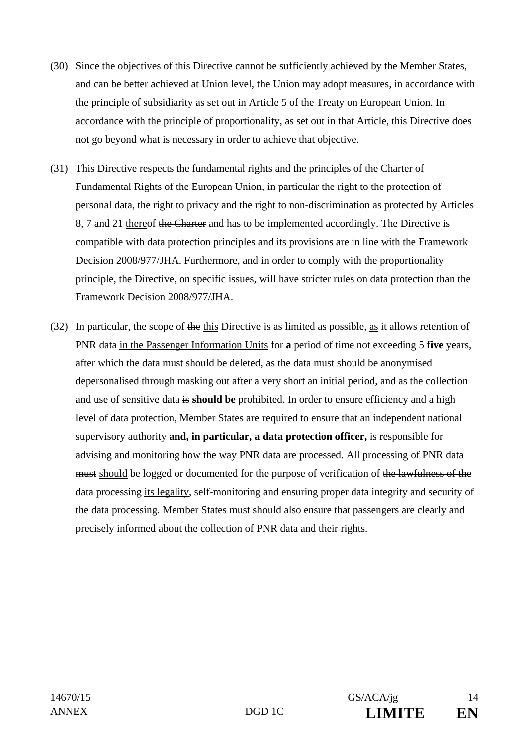(30) Since the objectives of this Directive cannot be sufficiently achieved by the Member States, and can be better achieved at Union level, the Union may adopt measures, in accordance with the principle of subsidiarity as set out in Article 5 of the Treaty on European Union. In accordance with the principle of proportionality, as set out in that Article, this Directive does not go beyond what is necessary in order to achieve that objective.

(31) This Directive respects the fundamental rights and the principles of the Charter of Fundamental Rights of the European Union, in particular the right to the protection of personal data, the right to privacy and the right to non-discrimination as protected by Articles 8, 7 and 21 <u>there</u>of ~~the Charter~~ and has to be implemented accordingly. The Directive is compatible with data protection principles and its provisions are in line with the Framework Decision 2008/977/JHA. Furthermore, and in order to comply with the proportionality principle, the Directive, on specific issues, will have stricter rules on data protection than the Framework Decision 2008/977/JHA.

(32) In particular, the scope of ~~the~~ <u>this</u> Directive is as limited as possible, <u>as</u> it allows retention of PNR data <u>in the Passenger Information Units</u> for **a** period of time not exceeding ~~5~~ **five** years, after which the data ~~must~~ <u>should</u> be deleted, as the data ~~must~~ <u>should</u> be ~~anonymised~~ <u>depersonalised through masking out</u> after ~~a very short~~ <u>an initial</u> period, <u>and as</u> the collection and use of sensitive data ~~is~~ **should be** prohibited. In order to ensure efficiency and a high level of data protection, Member States are required to ensure that an independent national supervisory authority **and, in particular, a data protection officer,** is responsible for advising and monitoring ~~how~~ <u>the way</u> PNR data are processed. All processing of PNR data ~~must~~ <u>should</u> be logged or documented for the purpose of verification of ~~the lawfulness of the data processing~~ <u>its legality</u>, self-monitoring and ensuring proper data integrity and security of the ~~data~~ processing. Member States ~~must~~ <u>should</u> also ensure that passengers are clearly and precisely informed about the collection of PNR data and their rights.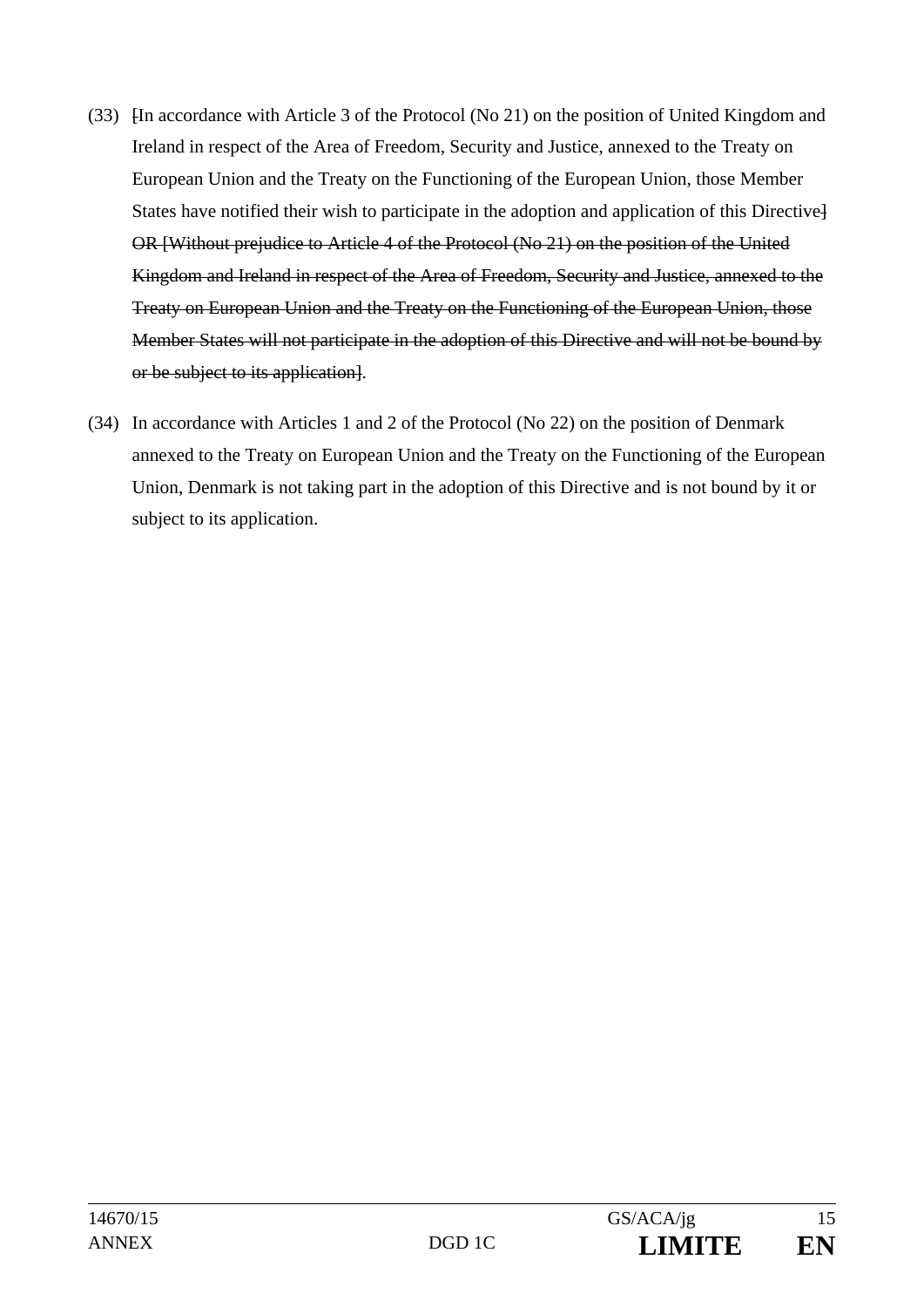(33) ~~[~~In accordance with Article 3 of the Protocol (No 21) on the position of United Kingdom and Ireland in respect of the Area of Freedom, Security and Justice, annexed to the Treaty on European Union and the Treaty on the Functioning of the European Union, those Member States have notified their wish to participate in the adoption and application of this Directive~~] OR [Without prejudice to Article 4 of the Protocol (No 21) on the position of the United Kingdom and Ireland in respect of the Area of Freedom, Security and Justice, annexed to the Treaty on European Union and the Treaty on the Functioning of the European Union, those Member States will not participate in the adoption of this Directive and will not be bound by or be subject to its application]~~.

(34) In accordance with Articles 1 and 2 of the Protocol (No 22) on the position of Denmark annexed to the Treaty on European Union and the Treaty on the Functioning of the European Union, Denmark is not taking part in the adoption of this Directive and is not bound by it or subject to its application.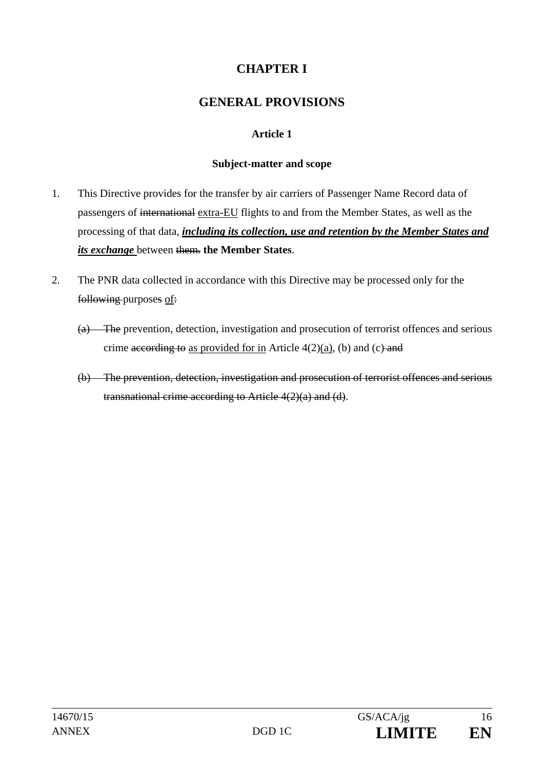# CHAPTER I

# GENERAL PROVISIONS

### Article 1

### Subject-matter and scope

1. This Directive provides for the transfer by air carriers of Passenger Name Record data of passengers of ~~international~~ <u>extra-EU</u> flights to and from the Member States, as well as the processing of that data, ***<u>including its collection, use and retention by the Member States and its exchange</u>*** between ~~them.~~ **the Member States**.

2. The PNR data collected in accordance with this Directive may be processed only for the ~~following~~ purposes ~~s~~ <u>of</u>~~:~~

   ~~(a) The~~ prevention, detection, investigation and prosecution of terrorist offences and serious crime ~~according to~~ <u>as provided for in</u> Article 4(2)<u>(a)</u>, (b) and (c) ~~and~~

   ~~(b) The prevention, detection, investigation and prosecution of terrorist offences and serious transnational crime according to Article 4(2)(a) and (d)~~.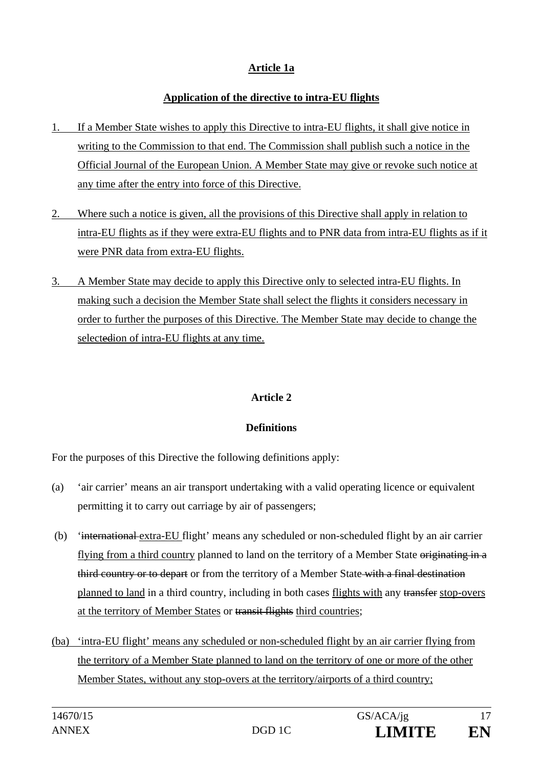**Article 1a**

**Application of the directive to intra-EU flights**

1. If a Member State wishes to apply this Directive to intra-EU flights, it shall give notice in writing to the Commission to that end. The Commission shall publish such a notice in the Official Journal of the European Union. A Member State may give or revoke such notice at any time after the entry into force of this Directive.

2. Where such a notice is given, all the provisions of this Directive shall apply in relation to intra-EU flights as if they were extra-EU flights and to PNR data from intra-EU flights as if it were PNR data from extra-EU flights.

3. A Member State may decide to apply this Directive only to selected intra-EU flights. In making such a decision the Member State shall select the flights it considers necessary in order to further the purposes of this Directive. The Member State may decide to change the select~~ed~~ion of intra-EU flights at any time.

**Article 2**

**Definitions**

For the purposes of this Directive the following definitions apply:

(a) 'air carrier' means an air transport undertaking with a valid operating licence or equivalent permitting it to carry out carriage by air of passengers;

(b) '~~international~~ extra-EU flight' means any scheduled or non-scheduled flight by an air carrier flying from a third country planned to land on the territory of a Member State ~~originating in a third country or to depart~~ or from the territory of a Member State ~~with a final destination~~ planned to land in a third country, including in both cases flights with any ~~transfer~~ stop-overs at the territory of Member States or ~~transit flights~~ third countries;

(ba) 'intra-EU flight' means any scheduled or non-scheduled flight by an air carrier flying from the territory of a Member State planned to land on the territory of one or more of the other Member States, without any stop-overs at the territory/airports of a third country;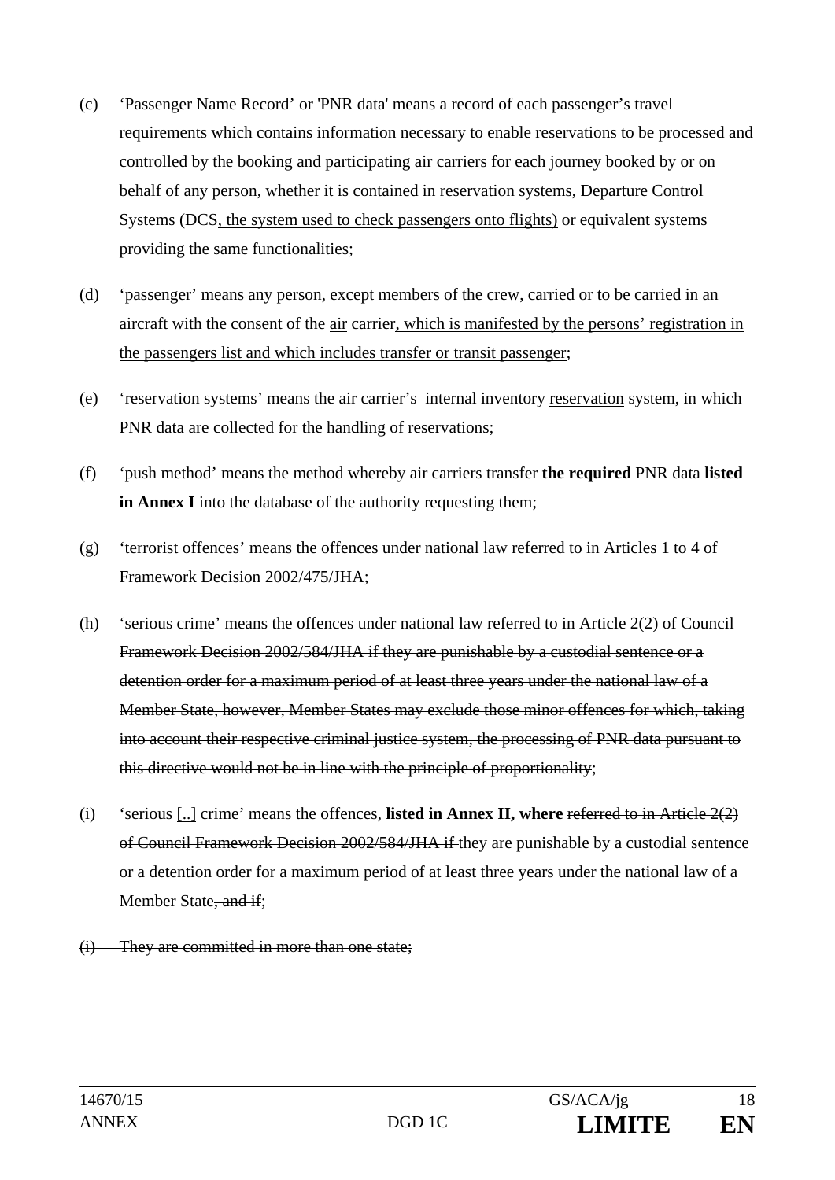(c) ‘Passenger Name Record’ or 'PNR data' means a record of each passenger’s travel requirements which contains information necessary to enable reservations to be processed and controlled by the booking and participating air carriers for each journey booked by or on behalf of any person, whether it is contained in reservation systems, Departure Control Systems (DCS<u>, the system used to check passengers onto flights)</u> or equivalent systems providing the same functionalities;

(d) ‘passenger’ means any person, except members of the crew, carried or to be carried in an aircraft with the consent of the <u>air</u> carrier<u>, which is manifested by the persons’ registration in the passengers list and which includes transfer or transit passenger</u>;

(e) ‘reservation systems’ means the air carrier’s internal ~~inventory~~ <u>reservation</u> system, in which PNR data are collected for the handling of reservations;

(f) ‘push method’ means the method whereby air carriers transfer **the required** PNR data **listed in Annex I** into the database of the authority requesting them;

(g) ‘terrorist offences’ means the offences under national law referred to in Articles 1 to 4 of Framework Decision 2002/475/JHA;

~~(h) ‘serious crime’ means the offences under national law referred to in Article 2(2) of Council Framework Decision 2002/584/JHA if they are punishable by a custodial sentence or a detention order for a maximum period of at least three years under the national law of a Member State, however, Member States may exclude those minor offences for which, taking into account their respective criminal justice system, the processing of PNR data pursuant to this directive would not be in line with the principle of proportionality~~;

(i) ‘serious <u>[..]</u> crime’ means the offences, **listed in Annex II, where** ~~referred to in Article 2(2) of Council Framework Decision 2002/584/JHA if~~ they are punishable by a custodial sentence or a detention order for a maximum period of at least three years under the national law of a Member State~~, and if~~;

~~(i) They are committed in more than one state;~~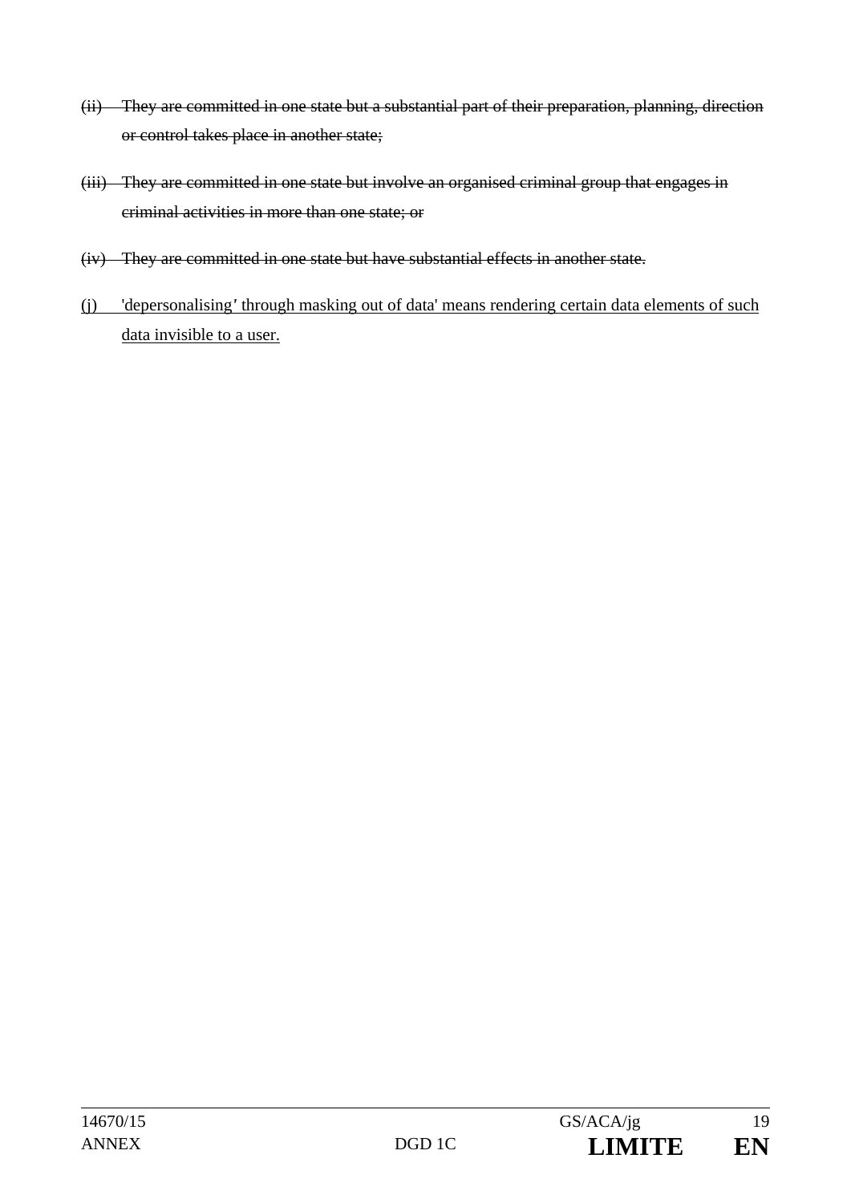~~(ii) They are committed in one state but a substantial part of their preparation, planning, direction or control takes place in another state;~~

~~(iii) They are committed in one state but involve an organised criminal group that engages in criminal activities in more than one state; or~~

~~(iv) They are committed in one state but have substantial effects in another state.~~

<u>(j) 'depersonalising' through masking out of data' means rendering certain data elements of such data invisible to a user.</u>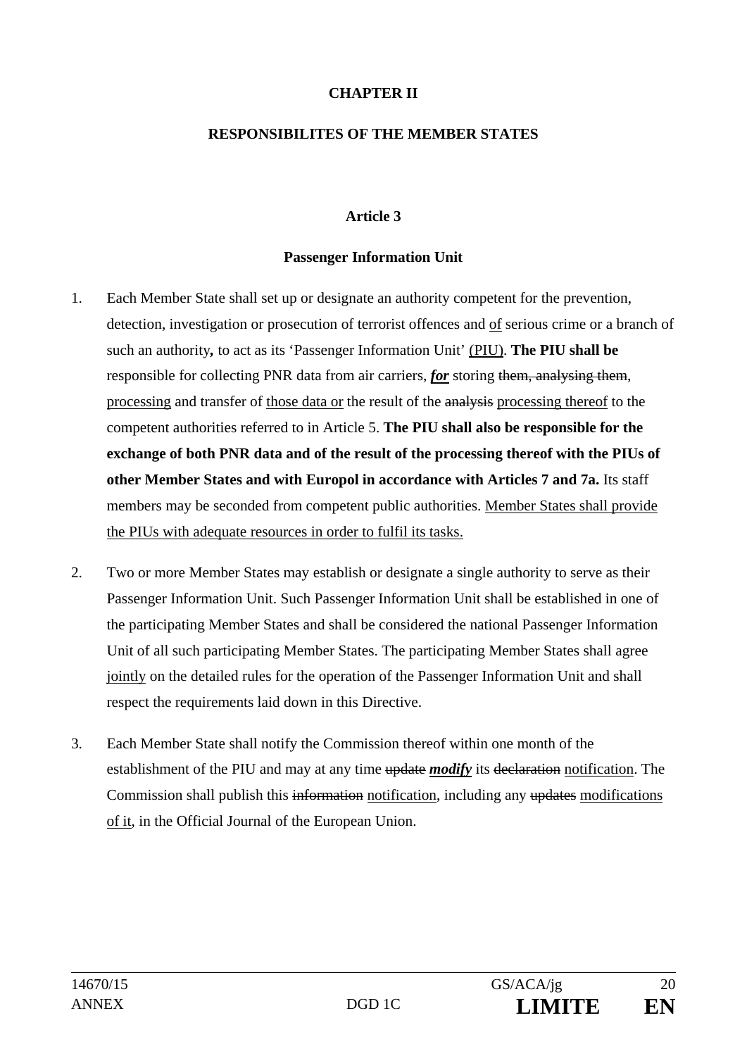**CHAPTER II**

**RESPONSIBILITES OF THE MEMBER STATES**

**Article 3**

**Passenger Information Unit**

1. Each Member State shall set up or designate an authority competent for the prevention, detection, investigation or prosecution of terrorist offences and <u>of</u> serious crime or a branch of such an authority**,** to act as its 'Passenger Information Unit' <u>(PIU)</u>. **The PIU shall be** responsible for collecting PNR data from air carriers, ***<u>for</u>*** storing ~~them, analysing them~~, <u>processing</u> and transfer of <u>those data or</u> the result of the ~~analysis~~ <u>processing thereof</u> to the competent authorities referred to in Article 5. **The PIU shall also be responsible for the exchange of both PNR data and of the result of the processing thereof with the PIUs of other Member States and with Europol in accordance with Articles 7 and 7a.** Its staff members may be seconded from competent public authorities. <u>Member States shall provide the PIUs with adequate resources in order to fulfil its tasks.</u>

2. Two or more Member States may establish or designate a single authority to serve as their Passenger Information Unit. Such Passenger Information Unit shall be established in one of the participating Member States and shall be considered the national Passenger Information Unit of all such participating Member States. The participating Member States shall agree <u>jointly</u> on the detailed rules for the operation of the Passenger Information Unit and shall respect the requirements laid down in this Directive.

3. Each Member State shall notify the Commission thereof within one month of the establishment of the PIU and may at any time ~~update~~ ***<u>modify</u>*** its ~~declaration~~ <u>notification</u>. The Commission shall publish this ~~information~~ <u>notification</u>, including any ~~updates~~ <u>modifications of it</u>, in the Official Journal of the European Union.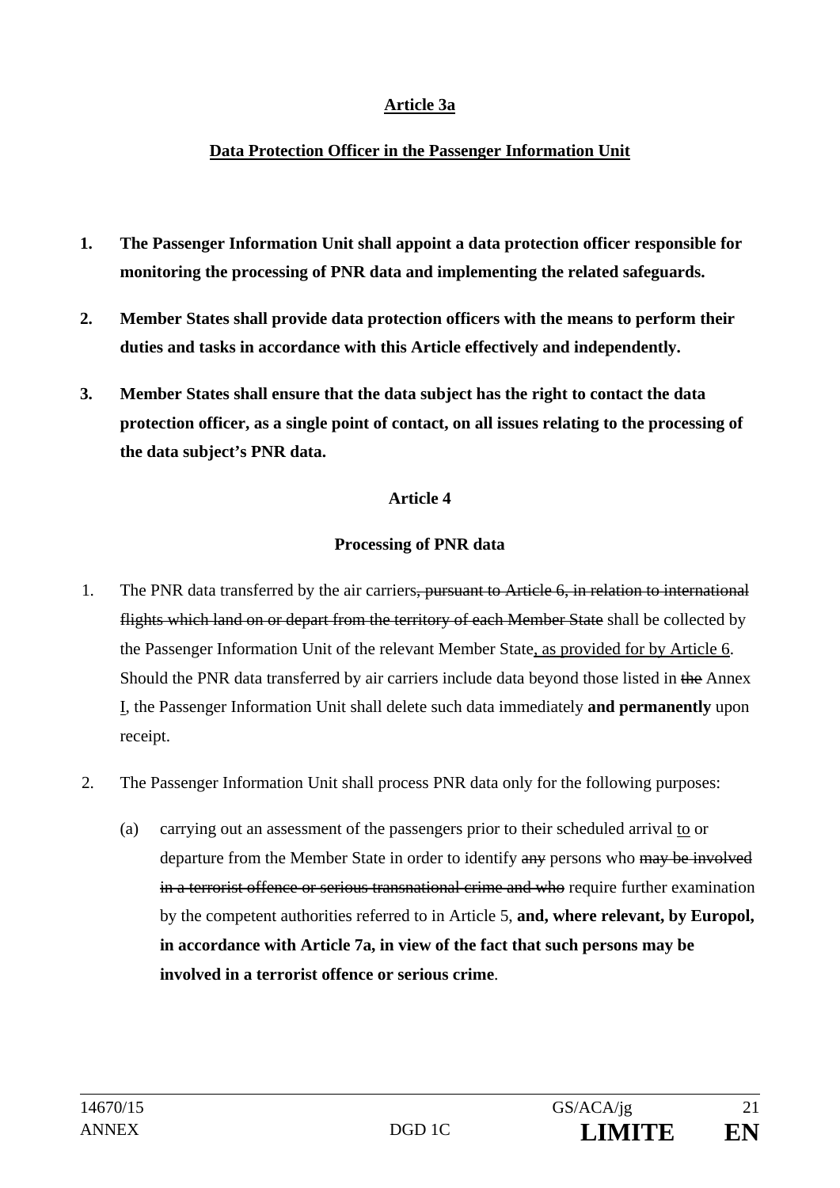**<u>Article 3a</u>**

**<u>Data Protection Officer in the Passenger Information Unit</u>**

1. **The Passenger Information Unit shall appoint a data protection officer responsible for monitoring the processing of PNR data and implementing the related safeguards.**

2. **Member States shall provide data protection officers with the means to perform their duties and tasks in accordance with this Article effectively and independently.**

3. **Member States shall ensure that the data subject has the right to contact the data protection officer, as a single point of contact, on all issues relating to the processing of the data subject's PNR data.**

**Article 4**

**Processing of PNR data**

1. The PNR data transferred by the air carriers~~, pursuant to Article 6, in relation to international flights which land on or depart from the territory of each Member State~~ shall be collected by the Passenger Information Unit of the relevant Member State<u>, as provided for by Article 6</u>. Should the PNR data transferred by air carriers include data beyond those listed in ~~the~~ Annex <u>I</u>, the Passenger Information Unit shall delete such data immediately **and permanently** upon receipt.

2. The Passenger Information Unit shall process PNR data only for the following purposes:

   (a) carrying out an assessment of the passengers prior to their scheduled arrival <u>to</u> or departure from the Member State in order to identify ~~any~~ persons who ~~may be involved in a terrorist offence or serious transnational crime and who~~ require further examination by the competent authorities referred to in Article 5, **and, where relevant, by Europol, in accordance with Article 7a, in view of the fact that such persons may be involved in a terrorist offence or serious crime**.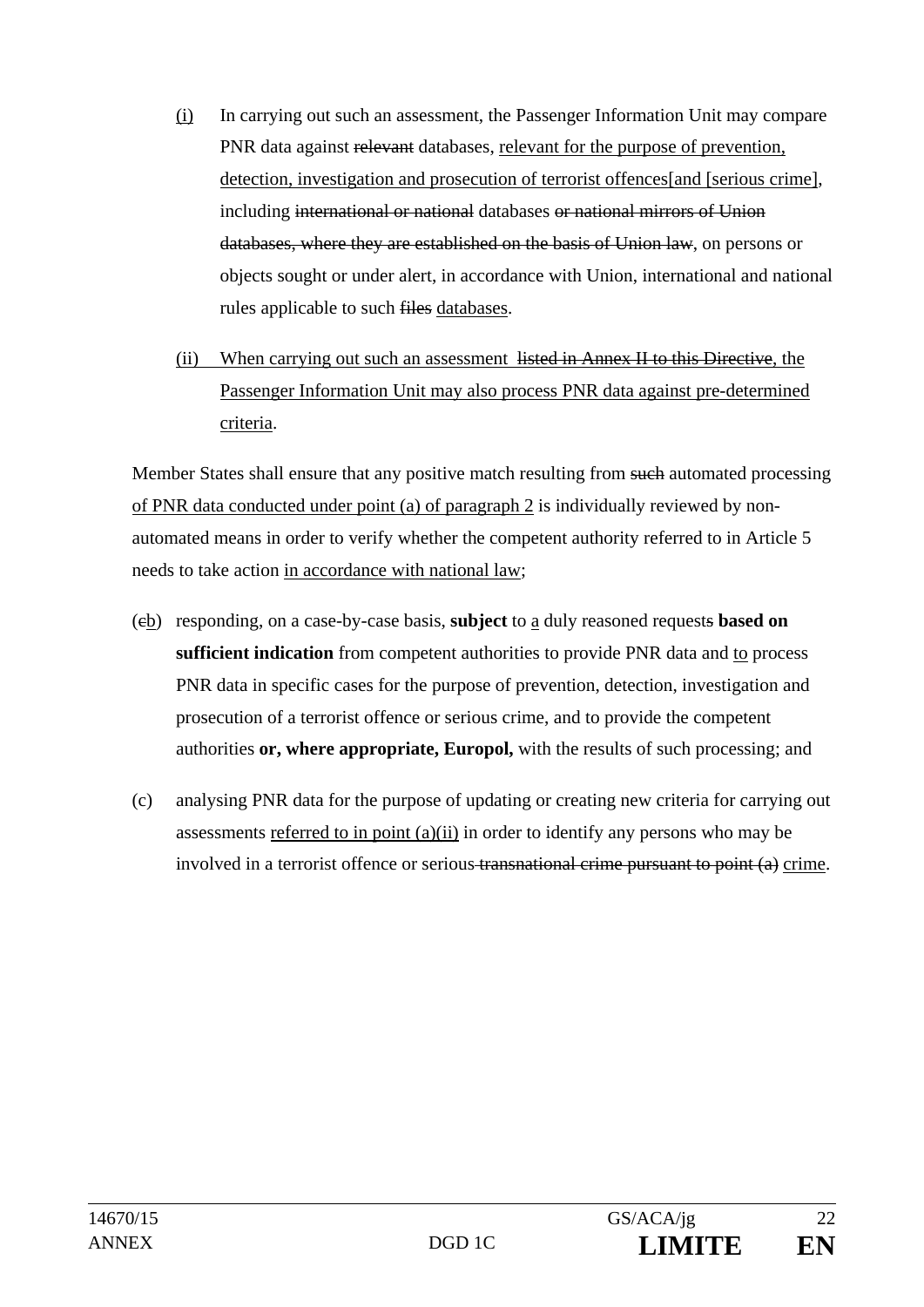(i) In carrying out such an assessment, the Passenger Information Unit may compare PNR data against ~~relevant~~ databases, relevant for the purpose of prevention, detection, investigation and prosecution of terrorist offences[and [serious crime], including ~~international or national~~ databases ~~or national mirrors of Union databases, where they are established on the basis of Union law~~, on persons or objects sought or under alert, in accordance with Union, international and national rules applicable to such ~~files~~ databases.

(ii) When carrying out such an assessment ~~listed in Annex II to this Directive~~, the Passenger Information Unit may also process PNR data against pre-determined criteria.

Member States shall ensure that any positive match resulting from ~~such~~ automated processing of PNR data conducted under point (a) of paragraph 2 is individually reviewed by non-automated means in order to verify whether the competent authority referred to in Article 5 needs to take action in accordance with national law;

(~~c~~b) responding, on a case-by-case basis, **subject** to a duly reasoned request~~s~~ **based on sufficient indication** from competent authorities to provide PNR data and to process PNR data in specific cases for the purpose of prevention, detection, investigation and prosecution of a terrorist offence or serious crime, and to provide the competent authorities **or, where appropriate, Europol,** with the results of such processing; and

(c) analysing PNR data for the purpose of updating or creating new criteria for carrying out assessments referred to in point (a)(ii) in order to identify any persons who may be involved in a terrorist offence or serious ~~transnational crime pursuant to point (a)~~ crime.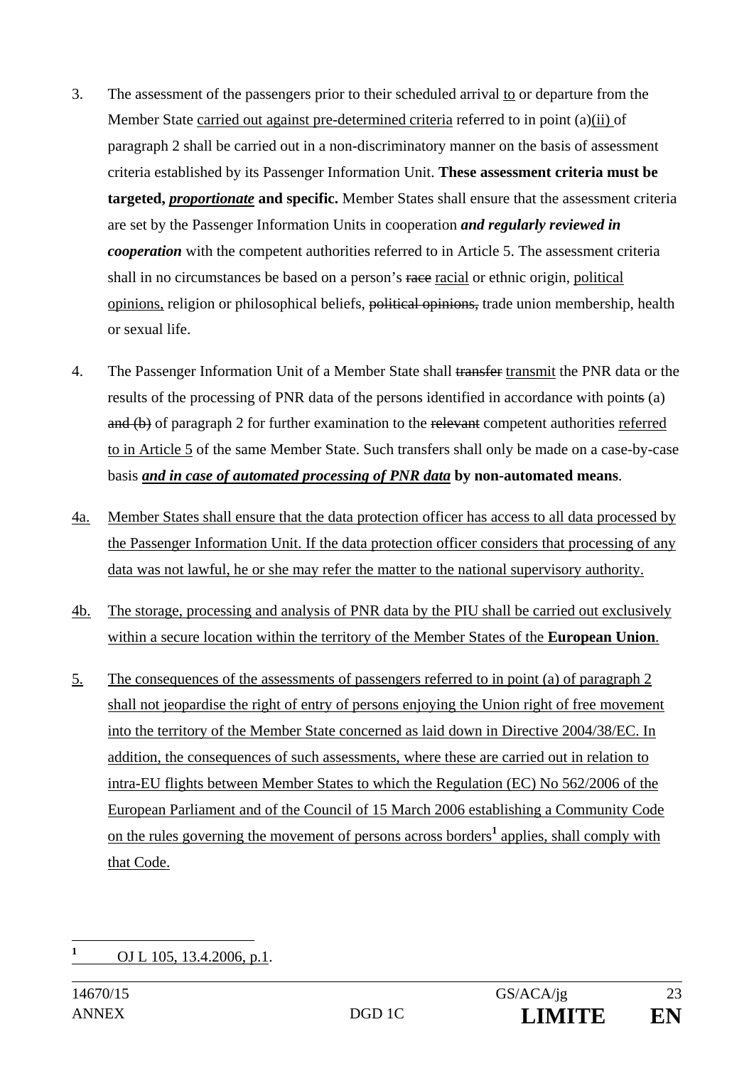3. The assessment of the passengers prior to their scheduled arrival <u>to</u> or departure from the Member State <u>carried out against pre-determined criteria</u> referred to in point (a)<u>(ii)</u> of paragraph 2 shall be carried out in a non-discriminatory manner on the basis of assessment criteria established by its Passenger Information Unit. **These assessment criteria must be targeted, *<u>proportionate</u>* and specific.** Member States shall ensure that the assessment criteria are set by the Passenger Information Units in cooperation ***and regularly reviewed in cooperation*** with the competent authorities referred to in Article 5. The assessment criteria shall in no circumstances be based on a person's ~~race~~ <u>racial</u> or ethnic origin, <u>political opinions,</u> religion or philosophical beliefs, ~~political opinions,~~ trade union membership, health or sexual life.

4. The Passenger Information Unit of a Member State shall ~~transfer~~ <u>transmit</u> the PNR data or the results of the processing of PNR data of the persons identified in accordance with point~~s~~ (a) ~~and (b)~~ of paragraph 2 for further examination to the ~~relevant~~ competent authorities <u>referred to in Article 5</u> of the same Member State. Such transfers shall only be made on a case-by-case basis ***<u>and in case of automated processing of PNR data</u>*** **by non-automated means**.

<u>4a.</u> <u>Member States shall ensure that the data protection officer has access to all data processed by the Passenger Information Unit. If the data protection officer considers that processing of any data was not lawful, he or she may refer the matter to the national supervisory authority.</u>

<u>4b.</u> <u>The storage, processing and analysis of PNR data by the PIU shall be carried out exclusively within a secure location within the territory of the Member States of the **European Union**.</u>

<u>5.</u> <u>The consequences of the assessments of passengers referred to in point (a) of paragraph 2 shall not jeopardise the right of entry of persons enjoying the Union right of free movement into the territory of the Member State concerned as laid down in Directive 2004/38/EC. In addition, the consequences of such assessments, where these are carried out in relation to intra-EU flights between Member States to which the Regulation (EC) No 562/2006 of the European Parliament and of the Council of 15 March 2006 establishing a Community Code on the rules governing the movement of persons across borders[1] applies, shall comply with that Code.</u>

---

[1] <u>OJ L 105, 13.4.2006, p.1</u>.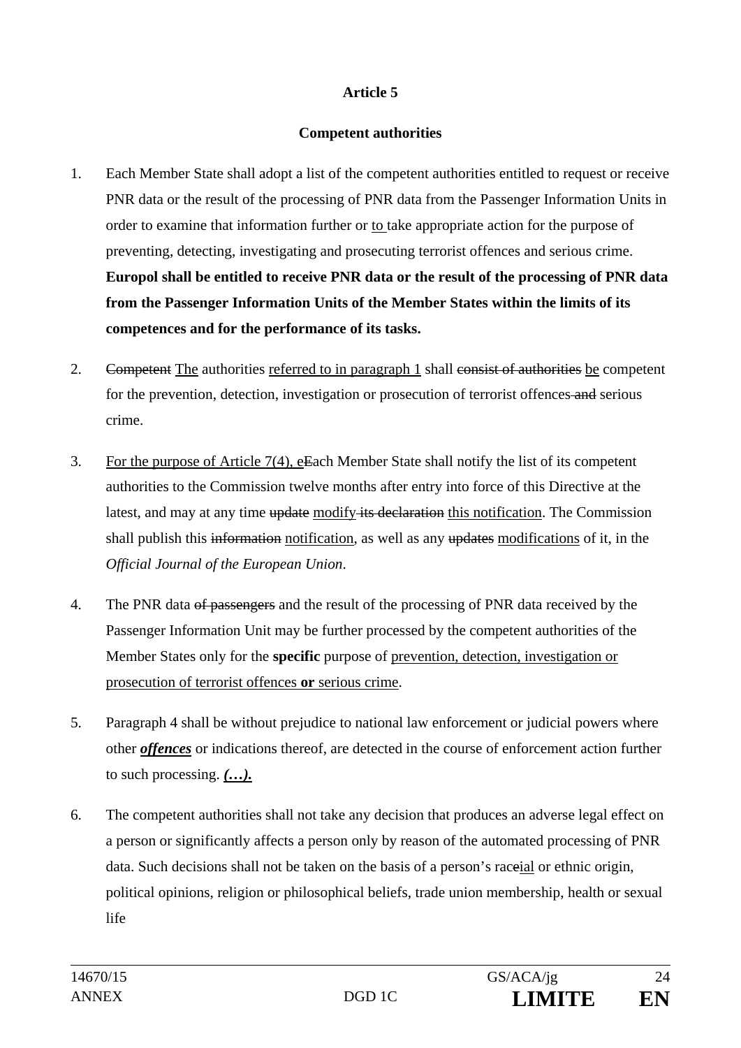**Article 5**

**Competent authorities**

1. Each Member State shall adopt a list of the competent authorities entitled to request or receive PNR data or the result of the processing of PNR data from the Passenger Information Units in order to examine that information further or <u>to</u> take appropriate action for the purpose of preventing, detecting, investigating and prosecuting terrorist offences and serious crime. **Europol shall be entitled to receive PNR data or the result of the processing of PNR data from the Passenger Information Units of the Member States within the limits of its competences and for the performance of its tasks.**

2. ~~Competent~~ <u>The</u> authorities <u>referred to in paragraph 1</u> shall ~~consist of authorities~~ <u>be</u> competent for the prevention, detection, investigation or prosecution of terrorist offences ~~and~~ serious crime.

3. <u>For the purpose of Article 7(4), e</u>~~E~~ach Member State shall notify the list of its competent authorities to the Commission twelve months after entry into force of this Directive at the latest, and may at any time ~~update~~ <u>modify</u> ~~its declaration~~ <u>this notification</u>. The Commission shall publish this ~~information~~ <u>notification</u>, as well as any ~~updates~~ <u>modifications</u> of it, in the *Official Journal of the European Union*.

4. The PNR data ~~of passengers~~ and the result of the processing of PNR data received by the Passenger Information Unit may be further processed by the competent authorities of the Member States only for the **specific** purpose of <u>prevention, detection, investigation or prosecution of terrorist offences **or** serious crime</u>.

5. Paragraph 4 shall be without prejudice to national law enforcement or judicial powers where other ***<u>offences</u>*** or indications thereof, are detected in the course of enforcement action further to such processing. ***<u>(…).</u>***

6. The competent authorities shall not take any decision that produces an adverse legal effect on a person or significantly affects a person only by reason of the automated processing of PNR data. Such decisions shall not be taken on the basis of a person's rac~~e~~<u>ial</u> or ethnic origin, political opinions, religion or philosophical beliefs, trade union membership, health or sexual life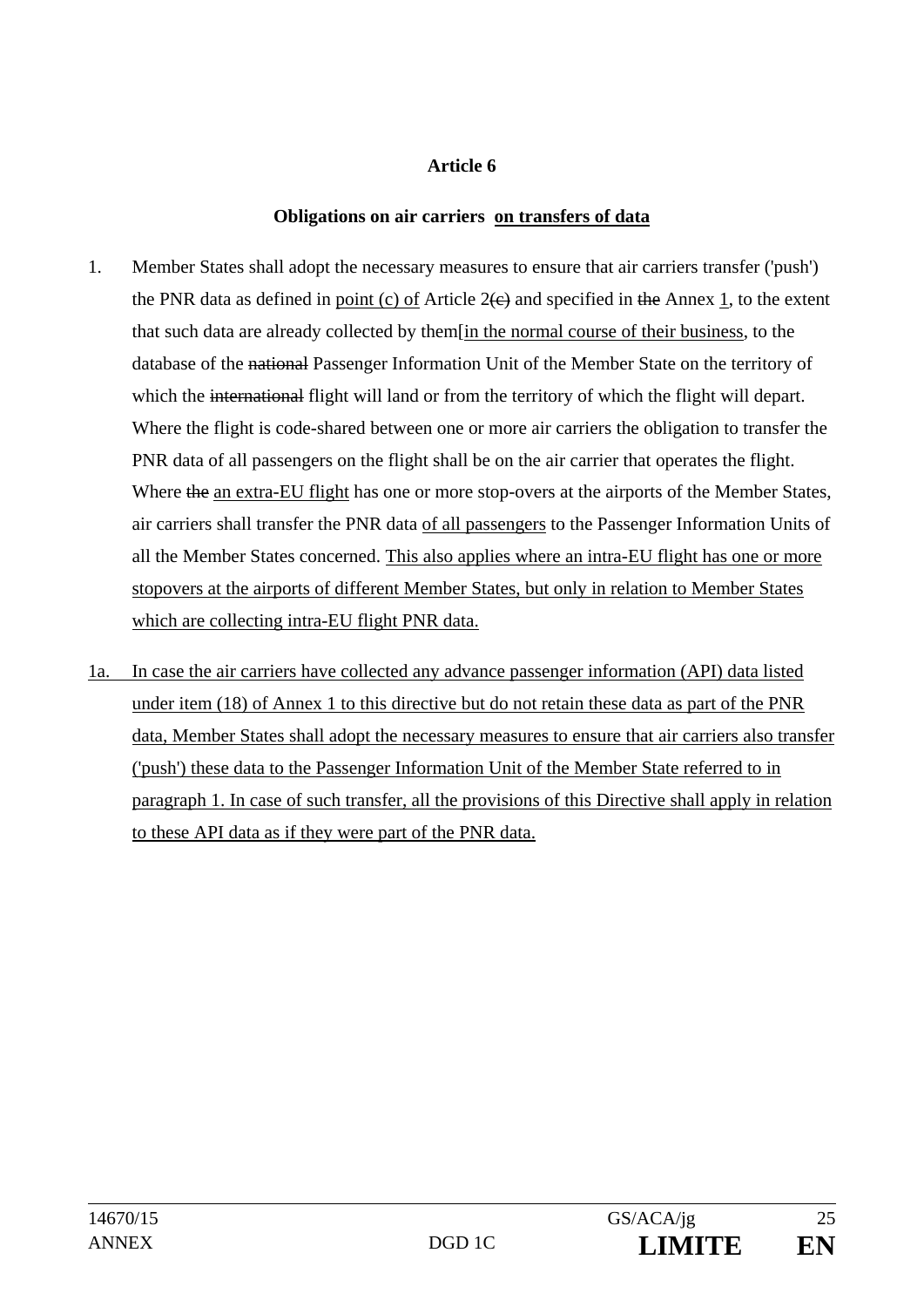**Article 6**

**Obligations on air carriers on transfers of data**

1. Member States shall adopt the necessary measures to ensure that air carriers transfer ('push') the PNR data as defined in point (c) of Article 2(c) and specified in the Annex 1, to the extent that such data are already collected by them[in the normal course of their business, to the database of the national Passenger Information Unit of the Member State on the territory of which the international flight will land or from the territory of which the flight will depart. Where the flight is code-shared between one or more air carriers the obligation to transfer the PNR data of all passengers on the flight shall be on the air carrier that operates the flight. Where the an extra-EU flight has one or more stop-overs at the airports of the Member States, air carriers shall transfer the PNR data of all passengers to the Passenger Information Units of all the Member States concerned. This also applies where an intra-EU flight has one or more stopovers at the airports of different Member States, but only in relation to Member States which are collecting intra-EU flight PNR data.

1a. In case the air carriers have collected any advance passenger information (API) data listed under item (18) of Annex 1 to this directive but do not retain these data as part of the PNR data, Member States shall adopt the necessary measures to ensure that air carriers also transfer ('push') these data to the Passenger Information Unit of the Member State referred to in paragraph 1. In case of such transfer, all the provisions of this Directive shall apply in relation to these API data as if they were part of the PNR data.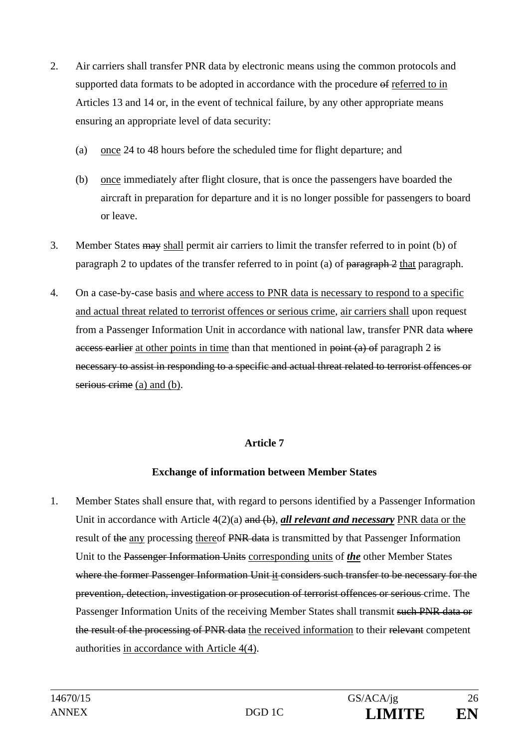2. Air carriers shall transfer PNR data by electronic means using the common protocols and supported data formats to be adopted in accordance with the procedure ~~of~~ <u>referred to in</u> Articles 13 and 14 or, in the event of technical failure, by any other appropriate means ensuring an appropriate level of data security:

   (a) <u>once</u> 24 to 48 hours before the scheduled time for flight departure; and

   (b) <u>once</u> immediately after flight closure, that is once the passengers have boarded the aircraft in preparation for departure and it is no longer possible for passengers to board or leave.

3. Member States ~~may~~ <u>shall</u> permit air carriers to limit the transfer referred to in point (b) of paragraph 2 to updates of the transfer referred to in point (a) of ~~paragraph 2~~ <u>that</u> paragraph.

4. On a case-by-case basis <u>and where access to PNR data is necessary to respond to a specific and actual threat related to terrorist offences or serious crime</u>, <u>air carriers shall</u> upon request from a Passenger Information Unit in accordance with national law, transfer PNR data ~~where access earlier~~ <u>at other points in time</u> than that mentioned in ~~point (a) of~~ paragraph 2 ~~is necessary to assist in responding to a specific and actual threat related to terrorist offences or serious crime~~ <u>(a) and (b)</u>.

**Article 7**

**Exchange of information between Member States**

1. Member States shall ensure that, with regard to persons identified by a Passenger Information Unit in accordance with Article 4(2)(a) ~~and (b)~~, <u>***all relevant and necessary***</u> <u>PNR data or the</u> result of ~~the~~ <u>any</u> processing <u>there</u>of ~~PNR data~~ is transmitted by that Passenger Information Unit to the ~~Passenger Information Units~~ <u>corresponding units</u> of <u>***the***</u> other Member States ~~where the former Passenger Information Unit~~ <u>it</u> ~~considers such transfer to be necessary for the prevention, detection, investigation or prosecution of terrorist offences or serious~~ crime. The Passenger Information Units of the receiving Member States shall transmit ~~such PNR data or the result of the processing of PNR data~~ <u>the received information</u> to their ~~relevant~~ competent authorities <u>in accordance with Article 4(4)</u>.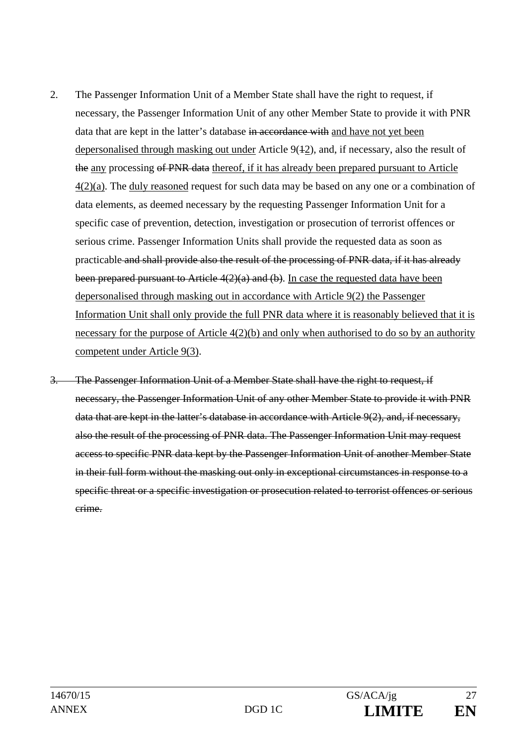2. The Passenger Information Unit of a Member State shall have the right to request, if necessary, the Passenger Information Unit of any other Member State to provide it with PNR data that are kept in the latter's database ~~in accordance with~~ <u>and have not yet been depersonalised through masking out under</u> Article 9(~~1~~<u>2</u>), and, if necessary, also the result of ~~the~~ <u>any</u> processing ~~of PNR data~~ <u>thereof, if it has already been prepared pursuant to Article 4(2)(a)</u>. The <u>duly reasoned</u> request for such data may be based on any one or a combination of data elements, as deemed necessary by the requesting Passenger Information Unit for a specific case of prevention, detection, investigation or prosecution of terrorist offences or serious crime. Passenger Information Units shall provide the requested data as soon as practicable ~~and shall provide also the result of the processing of PNR data, if it has already been prepared pursuant to Article 4(2)(a) and (b)~~. <u>In case the requested data have been depersonalised through masking out in accordance with Article 9(2) the Passenger Information Unit shall only provide the full PNR data where it is reasonably believed that it is necessary for the purpose of Article 4(2)(b) and only when authorised to do so by an authority competent under Article 9(3)</u>.

~~3. The Passenger Information Unit of a Member State shall have the right to request, if necessary, the Passenger Information Unit of any other Member State to provide it with PNR data that are kept in the latter's database in accordance with Article 9(2), and, if necessary, also the result of the processing of PNR data. The Passenger Information Unit may request access to specific PNR data kept by the Passenger Information Unit of another Member State in their full form without the masking out only in exceptional circumstances in response to a specific threat or a specific investigation or prosecution related to terrorist offences or serious crime.~~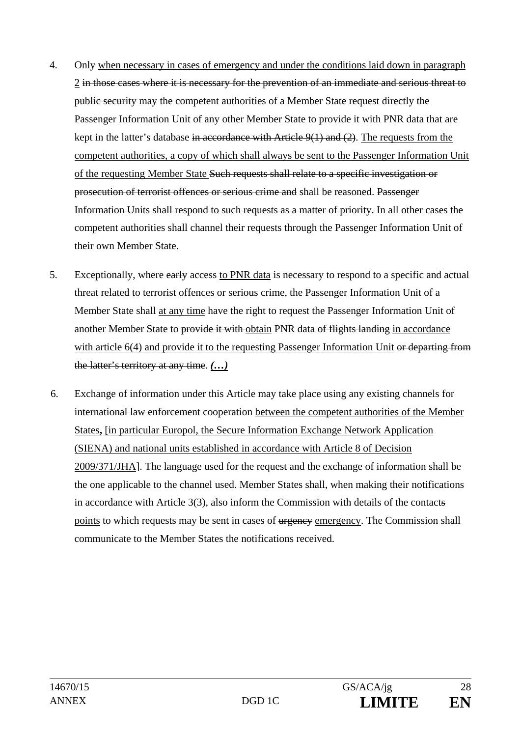4. Only <u>when necessary in cases of emergency and under the conditions laid down in paragraph 2</u> ~~in those cases where it is necessary for the prevention of an immediate and serious threat to public security~~ may the competent authorities of a Member State request directly the Passenger Information Unit of any other Member State to provide it with PNR data that are kept in the latter's database ~~in accordance with Article 9(1) and (2)~~. <u>The requests from the competent authorities, a copy of which shall always be sent to the Passenger Information Unit of the requesting Member State</u> ~~Such requests shall relate to a specific investigation or prosecution of terrorist offences or serious crime and~~ shall be reasoned. ~~Passenger Information Units shall respond to such requests as a matter of priority.~~ In all other cases the competent authorities shall channel their requests through the Passenger Information Unit of their own Member State.

5. Exceptionally, where ~~early~~ access <u>to PNR data</u> is necessary to respond to a specific and actual threat related to terrorist offences or serious crime, the Passenger Information Unit of a Member State shall <u>at any time</u> have the right to request the Passenger Information Unit of another Member State to ~~provide it with~~ <u>obtain</u> PNR data ~~of flights landing~~ <u>in accordance with article 6(4) and provide it to the requesting Passenger Information Unit</u> ~~or departing from the latter's territory at any time~~. <u>***(…)***</u>

6. Exchange of information under this Article may take place using any existing channels for ~~international law enforcement~~ cooperation <u>between the competent authorities of the Member States</u>**,** <u>[in particular Europol, the Secure Information Exchange Network Application (SIENA) and national units established in accordance with Article 8 of Decision 2009/371/JHA</u>]. The language used for the request and the exchange of information shall be the one applicable to the channel used. Member States shall, when making their notifications in accordance with Article 3(3), also inform the Commission with details of the contact~~s~~ <u>points</u> to which requests may be sent in cases of ~~urgency~~ <u>emergency</u>. The Commission shall communicate to the Member States the notifications received.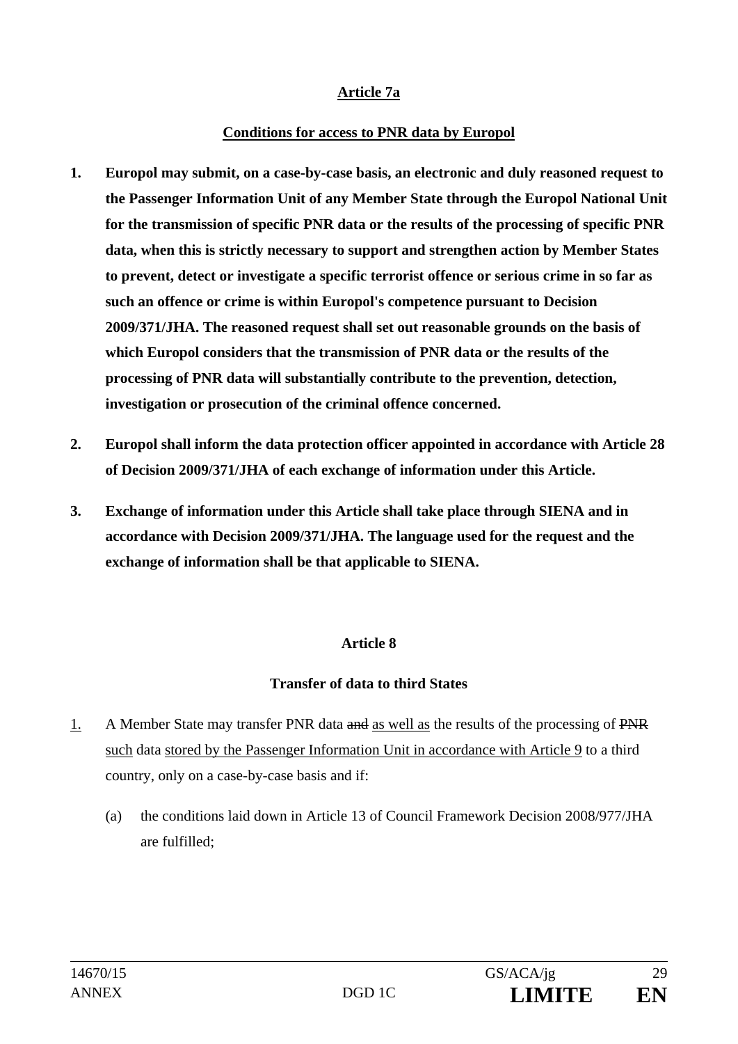**<u>Article 7a</u>**

**<u>Conditions for access to PNR data by Europol</u>**

1. **Europol may submit, on a case-by-case basis, an electronic and duly reasoned request to the Passenger Information Unit of any Member State through the Europol National Unit for the transmission of specific PNR data or the results of the processing of specific PNR data, when this is strictly necessary to support and strengthen action by Member States to prevent, detect or investigate a specific terrorist offence or serious crime in so far as such an offence or crime is within Europol's competence pursuant to Decision 2009/371/JHA. The reasoned request shall set out reasonable grounds on the basis of which Europol considers that the transmission of PNR data or the results of the processing of PNR data will substantially contribute to the prevention, detection, investigation or prosecution of the criminal offence concerned.**

2. **Europol shall inform the data protection officer appointed in accordance with Article 28 of Decision 2009/371/JHA of each exchange of information under this Article.**

3. **Exchange of information under this Article shall take place through SIENA and in accordance with Decision 2009/371/JHA. The language used for the request and the exchange of information shall be that applicable to SIENA.**

**Article 8**

**Transfer of data to third States**

<u>1.</u> A Member State may transfer PNR data ~~and~~ <u>as well as</u> the results of the processing of ~~PNR~~ <u>such</u> data <u>stored by the Passenger Information Unit in accordance with Article 9</u> to a third country, only on a case-by-case basis and if:

(a) the conditions laid down in Article 13 of Council Framework Decision 2008/977/JHA are fulfilled;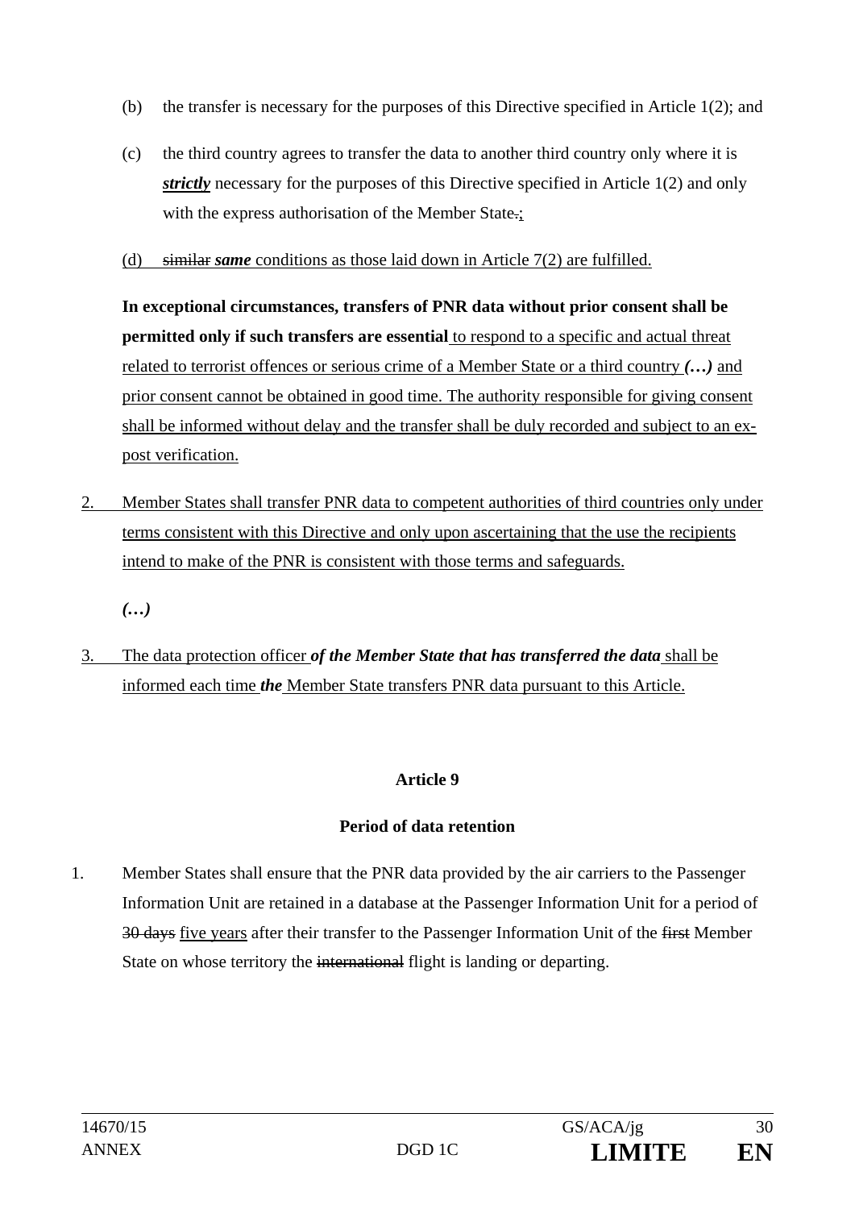(b) the transfer is necessary for the purposes of this Directive specified in Article 1(2); and

(c) the third country agrees to transfer the data to another third country only where it is ***strictly*** necessary for the purposes of this Directive specified in Article 1(2) and only with the express authorisation of the Member State.;

(d) ~~similar~~ ***same*** conditions as those laid down in Article 7(2) are fulfilled.

**In exceptional circumstances, transfers of PNR data without prior consent shall be permitted only if such transfers are essential** to respond to a specific and actual threat related to terrorist offences or serious crime of a Member State or a third country ***(…)*** and prior consent cannot be obtained in good time. The authority responsible for giving consent shall be informed without delay and the transfer shall be duly recorded and subject to an ex-post verification.

2. Member States shall transfer PNR data to competent authorities of third countries only under terms consistent with this Directive and only upon ascertaining that the use the recipients intend to make of the PNR is consistent with those terms and safeguards.

***(…)***

3. The data protection officer ***of the Member State that has transferred the data*** shall be informed each time ***the*** Member State transfers PNR data pursuant to this Article.

**Article 9**

**Period of data retention**

1. Member States shall ensure that the PNR data provided by the air carriers to the Passenger Information Unit are retained in a database at the Passenger Information Unit for a period of ~~30 days~~ five years after their transfer to the Passenger Information Unit of the ~~first~~ Member State on whose territory the ~~international~~ flight is landing or departing.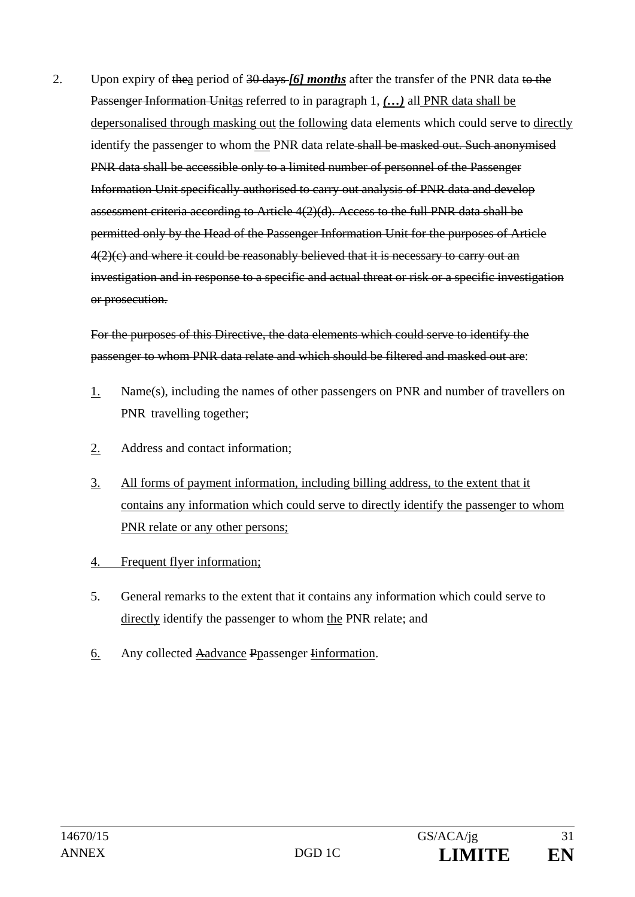2. Upon expiry of ~~the~~<u>a</u> period of ~~30 days~~ <u>***[6] months***</u> after the transfer of the PNR data ~~to the Passenger Information Unit~~<u>as</u> referred to in paragraph 1, <u>***(…)***</u> all <u>PNR data shall be depersonalised through masking out</u> <u>the following</u> data elements which could serve to <u>directly</u> identify the passenger to whom <u>the</u> PNR data relate ~~shall be masked out. Such anonymised PNR data shall be accessible only to a limited number of personnel of the Passenger Information Unit specifically authorised to carry out analysis of PNR data and develop assessment criteria according to Article 4(2)(d). Access to the full PNR data shall be permitted only by the Head of the Passenger Information Unit for the purposes of Article 4(2)(c) and where it could be reasonably believed that it is necessary to carry out an investigation and in response to a specific and actual threat or risk or a specific investigation or prosecution.~~

~~For the purposes of this Directive, the data elements which could serve to identify the passenger to whom PNR data relate and which should be filtered and masked out are~~:

<u>1.</u> Name(s), including the names of other passengers on PNR and number of travellers on PNR travelling together;

<u>2.</u> Address and contact information;

<u>3.</u> <u>All forms of payment information, including billing address, to the extent that it contains any information which could serve to directly identify the passenger to whom PNR relate or any other persons;</u>

<u>4. Frequent flyer information;</u>

5. General remarks to the extent that it contains any information which could serve to <u>directly</u> identify the passenger to whom <u>the</u> PNR relate; and

<u>6.</u> Any collected ~~A~~<u>advance</u> ~~P~~<u>p</u>assenger ~~I~~<u>information</u>.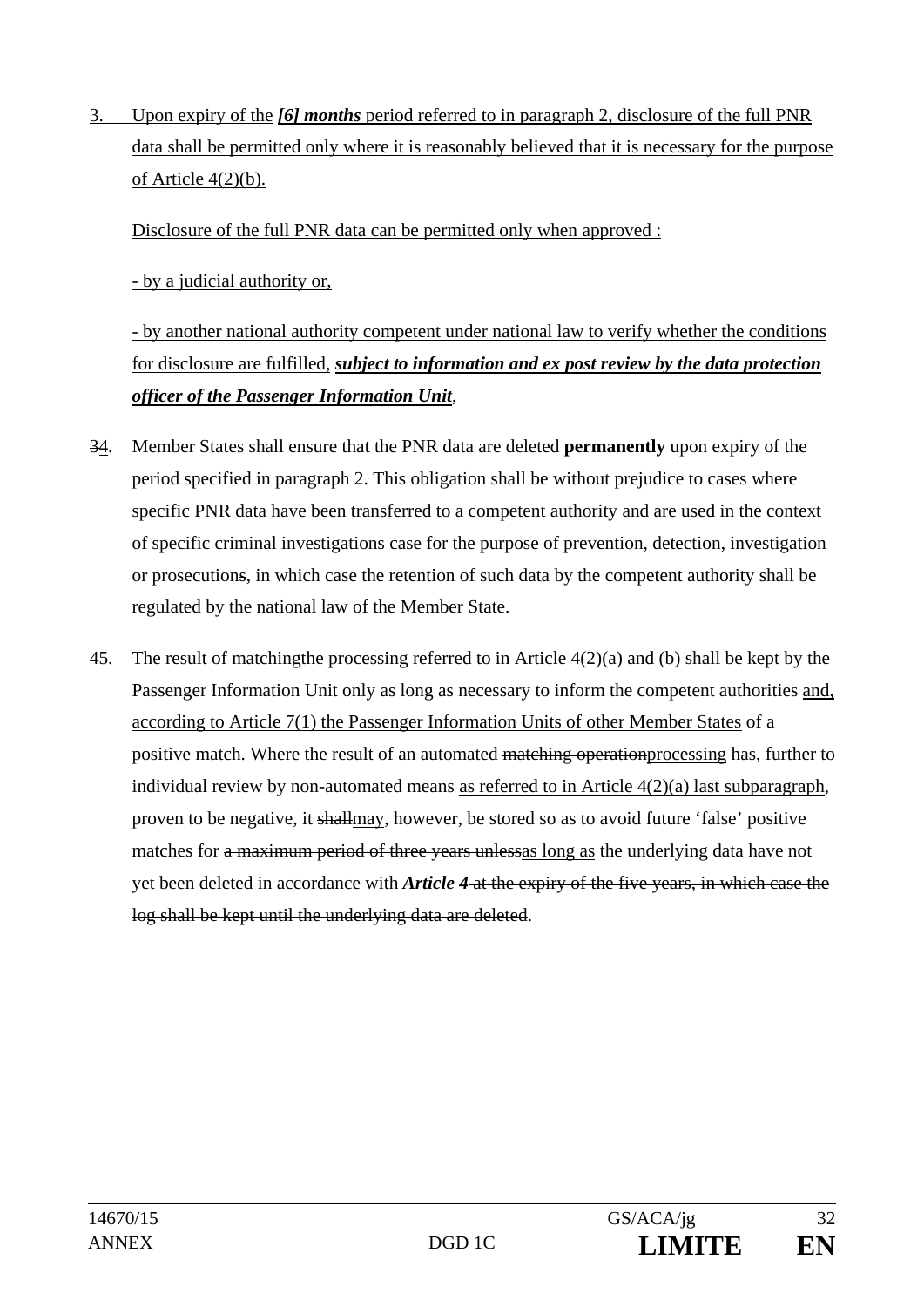3. Upon expiry of the ***[6] months*** period referred to in paragraph 2, disclosure of the full PNR data shall be permitted only where it is reasonably believed that it is necessary for the purpose of Article 4(2)(b).

Disclosure of the full PNR data can be permitted only when approved :

- by a judicial authority or,

- by another national authority competent under national law to verify whether the conditions for disclosure are fulfilled, ***subject to information and ex post review by the data protection officer of the Passenger Information Unit***,

~~3~~4. Member States shall ensure that the PNR data are deleted **permanently** upon expiry of the period specified in paragraph 2. This obligation shall be without prejudice to cases where specific PNR data have been transferred to a competent authority and are used in the context of specific ~~criminal investigations~~ case for the purpose of prevention, detection, investigation or prosecution~~s~~, in which case the retention of such data by the competent authority shall be regulated by the national law of the Member State.

~~4~~5. The result of ~~matching~~the processing referred to in Article 4(2)(a) ~~and (b)~~ shall be kept by the Passenger Information Unit only as long as necessary to inform the competent authorities and, according to Article 7(1) the Passenger Information Units of other Member States of a positive match. Where the result of an automated ~~matching operation~~processing has, further to individual review by non-automated means as referred to in Article 4(2)(a) last subparagraph, proven to be negative, it ~~shall~~may, however, be stored so as to avoid future 'false' positive matches for ~~a maximum period of three years unless~~as long as the underlying data have not yet been deleted in accordance with ***Article 4*** ~~at the expiry of the five years, in which case the log shall be kept until the underlying data are deleted~~.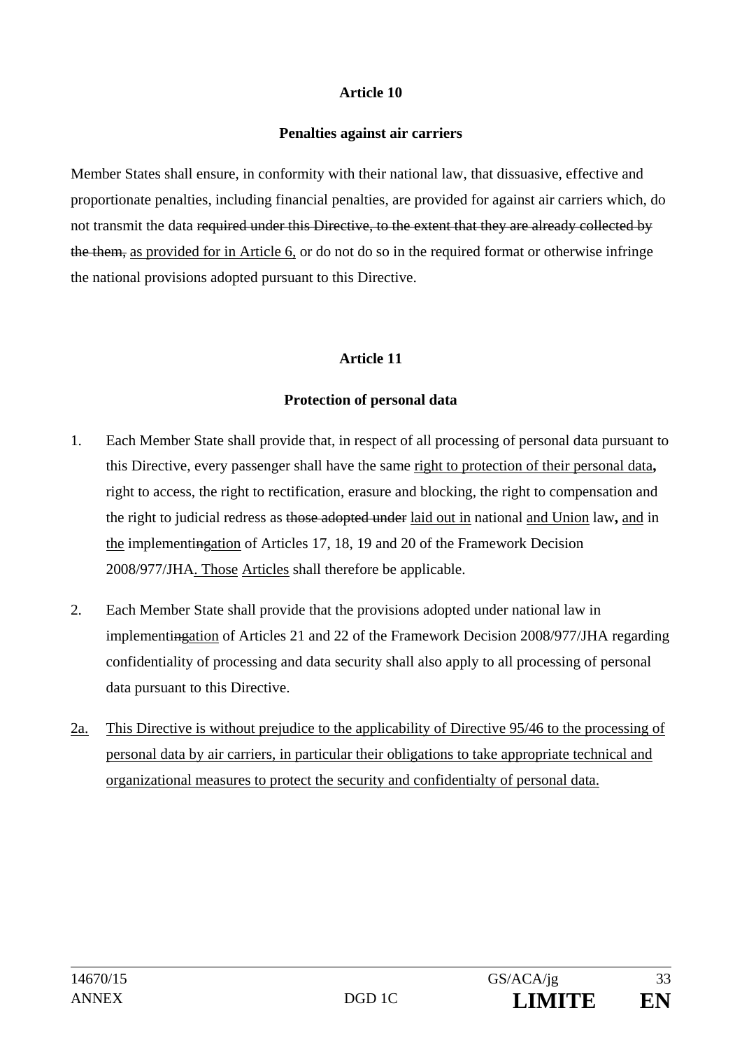## Article 10

### Penalties against air carriers

Member States shall ensure, in conformity with their national law, that dissuasive, effective and proportionate penalties, including financial penalties, are provided for against air carriers which, do not transmit the data ~~required under this Directive, to the extent that they are already collected by the them,~~ as provided for in Article 6, or do not do so in the required format or otherwise infringe the national provisions adopted pursuant to this Directive.

## Article 11

### Protection of personal data

1. Each Member State shall provide that, in respect of all processing of personal data pursuant to this Directive, every passenger shall have the same right to protection of their personal data**,** right to access, the right to rectification, erasure and blocking, the right to compensation and the right to judicial redress as ~~those adopted under~~ laid out in national and Union law**,** and in the implementi~~ng~~ation of Articles 17, 18, 19 and 20 of the Framework Decision 2008/977/JHA. Those Articles shall therefore be applicable.

2. Each Member State shall provide that the provisions adopted under national law in implementi~~ng~~ation of Articles 21 and 22 of the Framework Decision 2008/977/JHA regarding confidentiality of processing and data security shall also apply to all processing of personal data pursuant to this Directive.

2a. This Directive is without prejudice to the applicability of Directive 95/46 to the processing of personal data by air carriers, in particular their obligations to take appropriate technical and organizational measures to protect the security and confidentialty of personal data.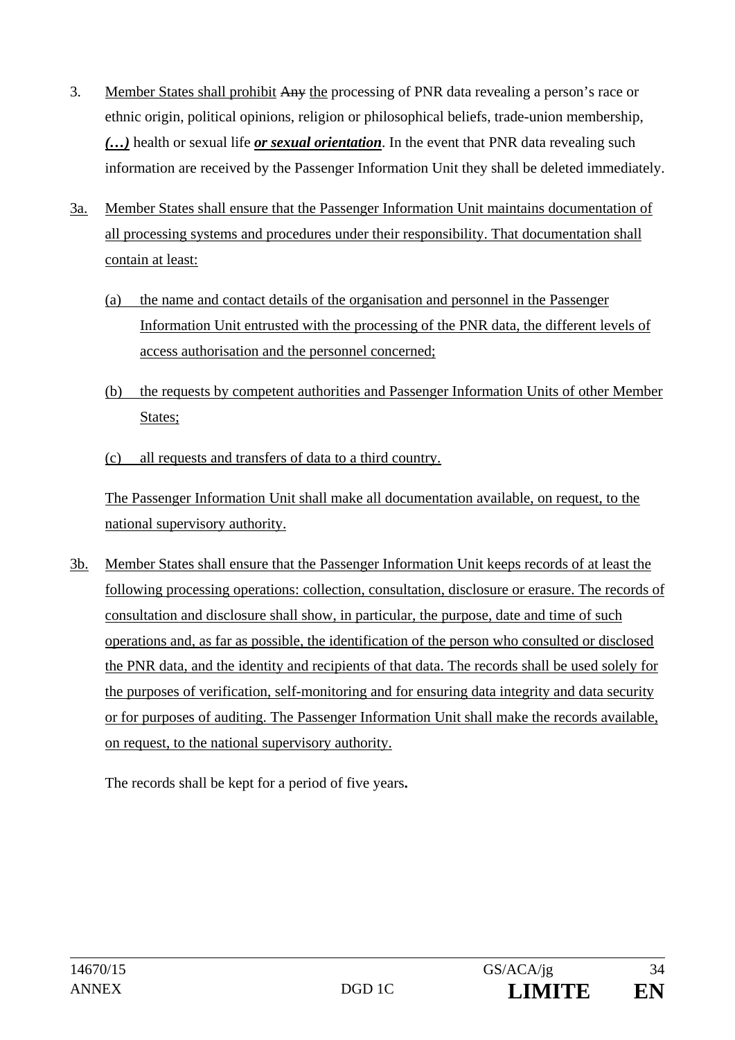3. Member States shall prohibit ~~Any~~ the processing of PNR data revealing a person's race or ethnic origin, political opinions, religion or philosophical beliefs, trade-union membership, ***(…)*** health or sexual life ***or sexual orientation***. In the event that PNR data revealing such information are received by the Passenger Information Unit they shall be deleted immediately.

3a. Member States shall ensure that the Passenger Information Unit maintains documentation of all processing systems and procedures under their responsibility. That documentation shall contain at least:

(a) the name and contact details of the organisation and personnel in the Passenger Information Unit entrusted with the processing of the PNR data, the different levels of access authorisation and the personnel concerned;

(b) the requests by competent authorities and Passenger Information Units of other Member States;

(c) all requests and transfers of data to a third country.

The Passenger Information Unit shall make all documentation available, on request, to the national supervisory authority.

3b. Member States shall ensure that the Passenger Information Unit keeps records of at least the following processing operations: collection, consultation, disclosure or erasure. The records of consultation and disclosure shall show, in particular, the purpose, date and time of such operations and, as far as possible, the identification of the person who consulted or disclosed the PNR data, and the identity and recipients of that data. The records shall be used solely for the purposes of verification, self-monitoring and for ensuring data integrity and data security or for purposes of auditing. The Passenger Information Unit shall make the records available, on request, to the national supervisory authority.

The records shall be kept for a period of five years**.**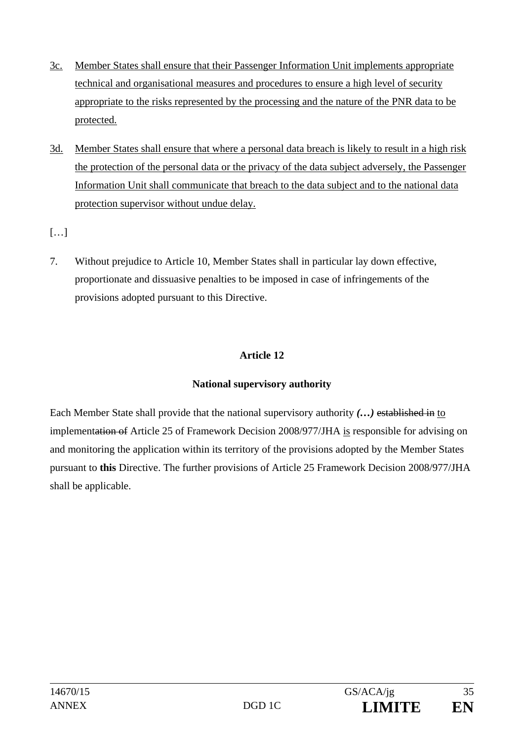3c. Member States shall ensure that their Passenger Information Unit implements appropriate technical and organisational measures and procedures to ensure a high level of security appropriate to the risks represented by the processing and the nature of the PNR data to be protected.

3d. Member States shall ensure that where a personal data breach is likely to result in a high risk the protection of the personal data or the privacy of the data subject adversely, the Passenger Information Unit shall communicate that breach to the data subject and to the national data protection supervisor without undue delay.

[…]

7. Without prejudice to Article 10, Member States shall in particular lay down effective, proportionate and dissuasive penalties to be imposed in case of infringements of the provisions adopted pursuant to this Directive.

**Article 12**

**National supervisory authority**

Each Member State shall provide that the national supervisory authority ***(…)*** ~~established in~~ to implement~~ation of~~ Article 25 of Framework Decision 2008/977/JHA is responsible for advising on and monitoring the application within its territory of the provisions adopted by the Member States pursuant to **this** Directive. The further provisions of Article 25 Framework Decision 2008/977/JHA shall be applicable.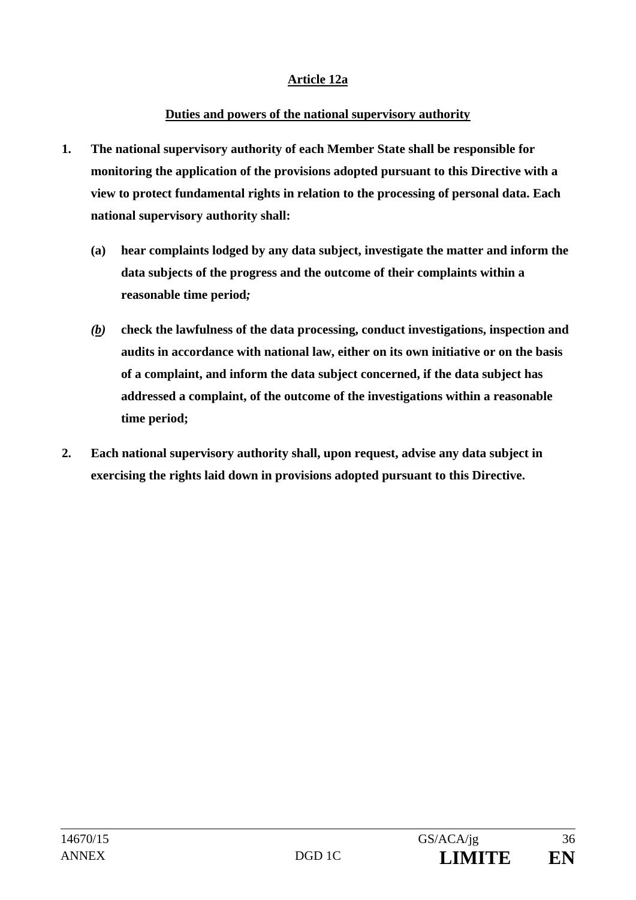**Article 12a**

**Duties and powers of the national supervisory authority**

1. **The national supervisory authority of each Member State shall be responsible for monitoring the application of the provisions adopted pursuant to this Directive with a view to protect fundamental rights in relation to the processing of personal data. Each national supervisory authority shall:**

   (a) **hear complaints lodged by any data subject, investigate the matter and inform the data subjects of the progress and the outcome of their complaints within a reasonable time period*;***

   *(b)* **check the lawfulness of the data processing, conduct investigations, inspection and audits in accordance with national law, either on its own initiative or on the basis of a complaint, and inform the data subject concerned, if the data subject has addressed a complaint, of the outcome of the investigations within a reasonable time period;**

2. **Each national supervisory authority shall, upon request, advise any data subject in exercising the rights laid down in provisions adopted pursuant to this Directive.**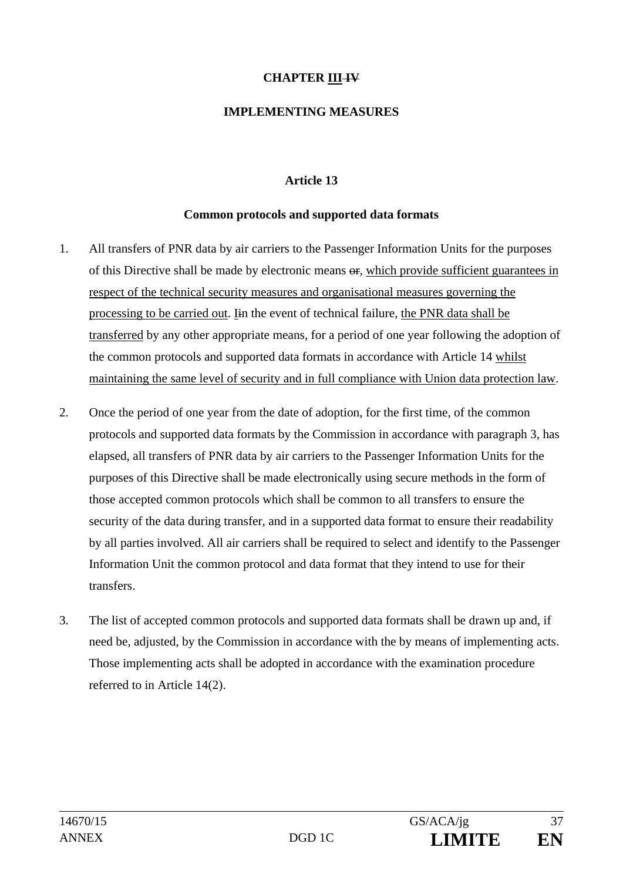**CHAPTER <u>III</u> ~~IV~~**

**IMPLEMENTING MEASURES**

**Article 13**

**Common protocols and supported data formats**

1. All transfers of PNR data by air carriers to the Passenger Information Units for the purposes of this Directive shall be made by electronic means ~~or~~, <u>which provide sufficient guarantees in respect of the technical security measures and organisational measures governing the processing to be carried out</u>. <u>I</u>~~i~~n the event of technical failure, <u>the PNR data shall be transferred</u> by any other appropriate means, for a period of one year following the adoption of the common protocols and supported data formats in accordance with Article 14 <u>whilst maintaining the same level of security and in full compliance with Union data protection law</u>.

2. Once the period of one year from the date of adoption, for the first time, of the common protocols and supported data formats by the Commission in accordance with paragraph 3, has elapsed, all transfers of PNR data by air carriers to the Passenger Information Units for the purposes of this Directive shall be made electronically using secure methods in the form of those accepted common protocols which shall be common to all transfers to ensure the security of the data during transfer, and in a supported data format to ensure their readability by all parties involved. All air carriers shall be required to select and identify to the Passenger Information Unit the common protocol and data format that they intend to use for their transfers.

3. The list of accepted common protocols and supported data formats shall be drawn up and, if need be, adjusted, by the Commission in accordance with the by means of implementing acts. Those implementing acts shall be adopted in accordance with the examination procedure referred to in Article 14(2).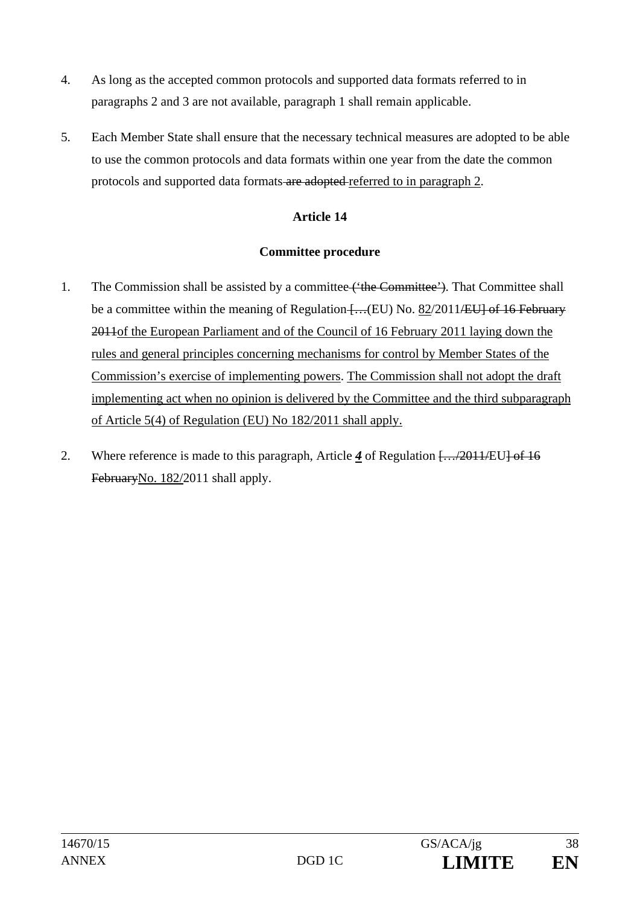4. As long as the accepted common protocols and supported data formats referred to in paragraphs 2 and 3 are not available, paragraph 1 shall remain applicable.

5. Each Member State shall ensure that the necessary technical measures are adopted to be able to use the common protocols and data formats within one year from the date the common protocols and supported data formats ~~are adopted~~ <u>referred to in paragraph 2</u>.

**Article 14**

**Committee procedure**

1. The Commission shall be assisted by a committee ~~('the Committee')~~. That Committee shall be a committee within the meaning of Regulation ~~[…~~(EU) No. <u>82</u>/2011~~/EU] of 16 February 2011~~<u>of the European Parliament and of the Council of 16 February 2011 laying down the rules and general principles concerning mechanisms for control by Member States of the Commission's exercise of implementing powers</u>. <u>The Commission shall not adopt the draft implementing act when no opinion is delivered by the Committee and the third subparagraph of Article 5(4) of Regulation (EU) No 182/2011 shall apply.</u>

2. Where reference is made to this paragraph, Article ***<u>4</u>*** of Regulation ~~[…/2011/~~EU~~] of 16 February~~<u>No. 182/</u>2011 shall apply.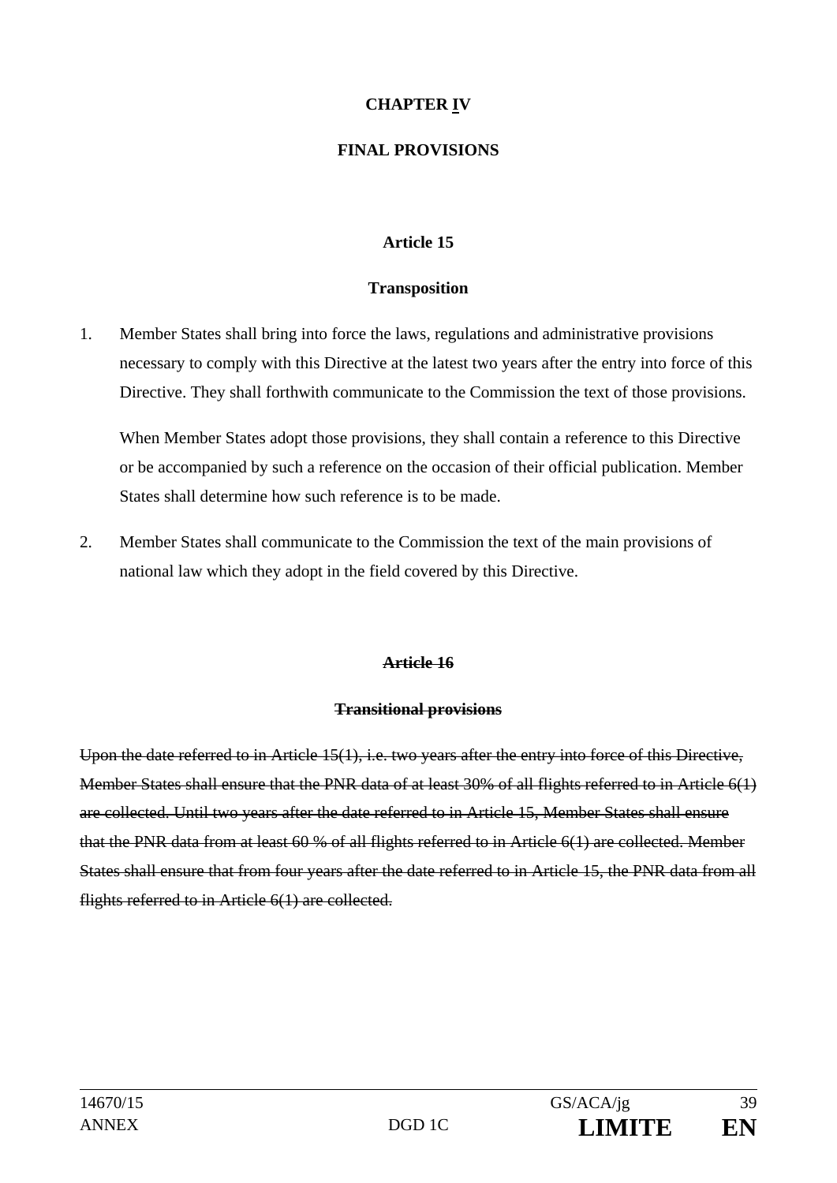## CHAPTER IV

## FINAL PROVISIONS

### Article 15

### Transposition

1. Member States shall bring into force the laws, regulations and administrative provisions necessary to comply with this Directive at the latest two years after the entry into force of this Directive. They shall forthwith communicate to the Commission the text of those provisions.

   When Member States adopt those provisions, they shall contain a reference to this Directive or be accompanied by such a reference on the occasion of their official publication. Member States shall determine how such reference is to be made.

2. Member States shall communicate to the Commission the text of the main provisions of national law which they adopt in the field covered by this Directive.

### ~~Article 16~~

### ~~Transitional provisions~~

~~Upon the date referred to in Article 15(1), i.e. two years after the entry into force of this Directive, Member States shall ensure that the PNR data of at least 30% of all flights referred to in Article 6(1) are collected. Until two years after the date referred to in Article 15, Member States shall ensure that the PNR data from at least 60 % of all flights referred to in Article 6(1) are collected. Member States shall ensure that from four years after the date referred to in Article 15, the PNR data from all flights referred to in Article 6(1) are collected.~~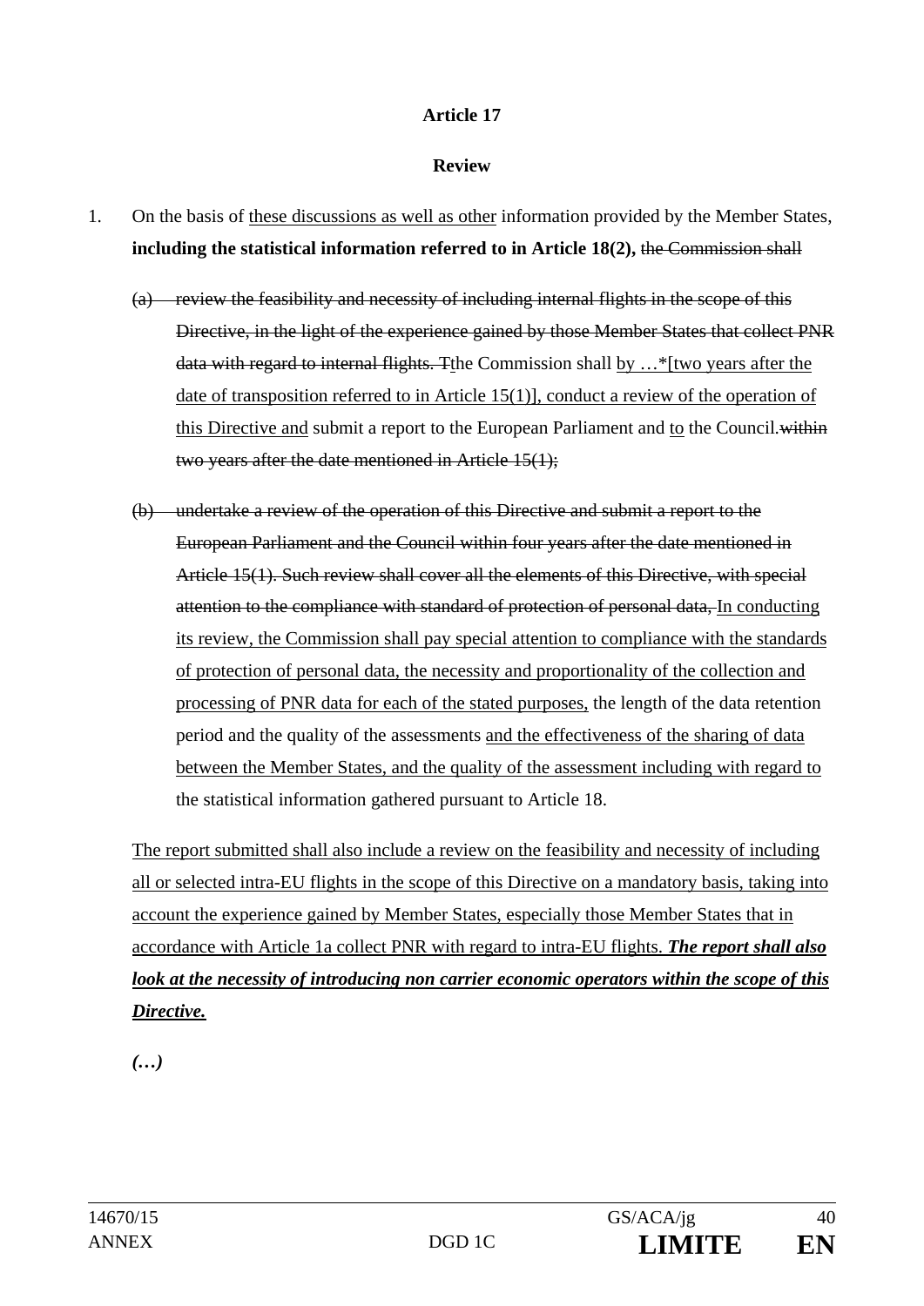**Article 17**

**Review**

1. On the basis of <u>these discussions as well as other</u> information provided by the Member States, **including the statistical information referred to in Article 18(2),** ~~the Commission shall~~

   ~~(a) review the feasibility and necessity of including internal flights in the scope of this Directive, in the light of the experience gained by those Member States that collect PNR data with regard to internal flights. T~~<u>t</u>he Commission shall <u>by …*[two years after the date of transposition referred to in Article 15(1)], conduct a review of the operation of this Directive and</u> submit a report to the European Parliament and <u>to</u> the Council.~~within two years after the date mentioned in Article 15(1);~~

   ~~(b) undertake a review of the operation of this Directive and submit a report to the European Parliament and the Council within four years after the date mentioned in Article 15(1). Such review shall cover all the elements of this Directive, with special attention to the compliance with standard of protection of personal data,~~ <u>In conducting its review, the Commission shall pay special attention to compliance with the standards of protection of personal data, the necessity and proportionality of the collection and processing of PNR data for each of the stated purposes,</u> the length of the data retention period and the quality of the assessments <u>and the effectiveness of the sharing of data between the Member States, and the quality of the assessment including with regard to</u> the statistical information gathered pursuant to Article 18.

   <u>The report submitted shall also include a review on the feasibility and necessity of including all or selected intra-EU flights in the scope of this Directive on a mandatory basis, taking into account the experience gained by Member States, especially those Member States that in accordance with Article 1a collect PNR with regard to intra-EU flights.</u> <u>***The report shall also look at the necessity of introducing non carrier economic operators within the scope of this Directive.***</u>

   *(…)*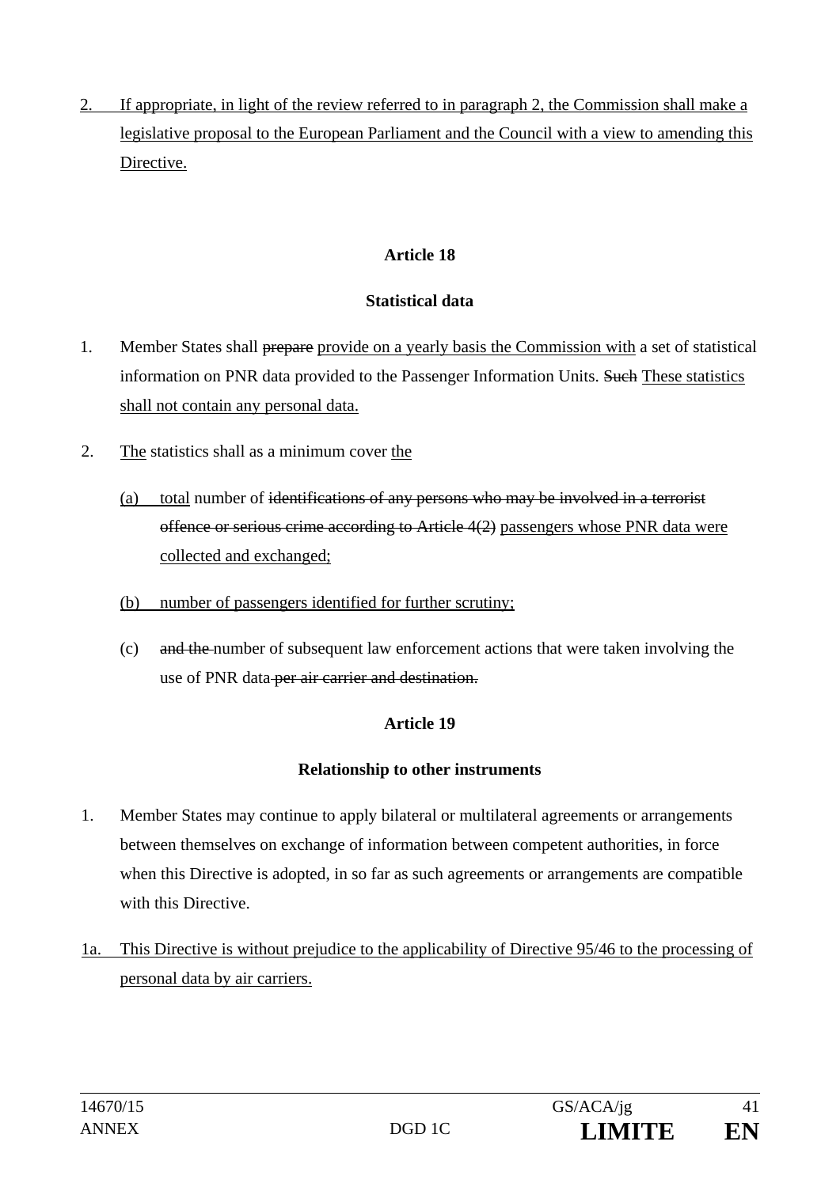2. If appropriate, in light of the review referred to in paragraph 2, the Commission shall make a legislative proposal to the European Parliament and the Council with a view to amending this Directive.

**Article 18**

**Statistical data**

1. Member States shall ~~prepare~~ provide on a yearly basis the Commission with a set of statistical information on PNR data provided to the Passenger Information Units. ~~Such~~ These statistics shall not contain any personal data.

2. The statistics shall as a minimum cover the

   (a) total number of ~~identifications of any persons who may be involved in a terrorist offence or serious crime according to Article 4(2)~~ passengers whose PNR data were collected and exchanged;

   (b) number of passengers identified for further scrutiny;

   (c) ~~and the~~ number of subsequent law enforcement actions that were taken involving the use of PNR data ~~per air carrier and destination.~~

**Article 19**

**Relationship to other instruments**

1. Member States may continue to apply bilateral or multilateral agreements or arrangements between themselves on exchange of information between competent authorities, in force when this Directive is adopted, in so far as such agreements or arrangements are compatible with this Directive.

1a. This Directive is without prejudice to the applicability of Directive 95/46 to the processing of personal data by air carriers.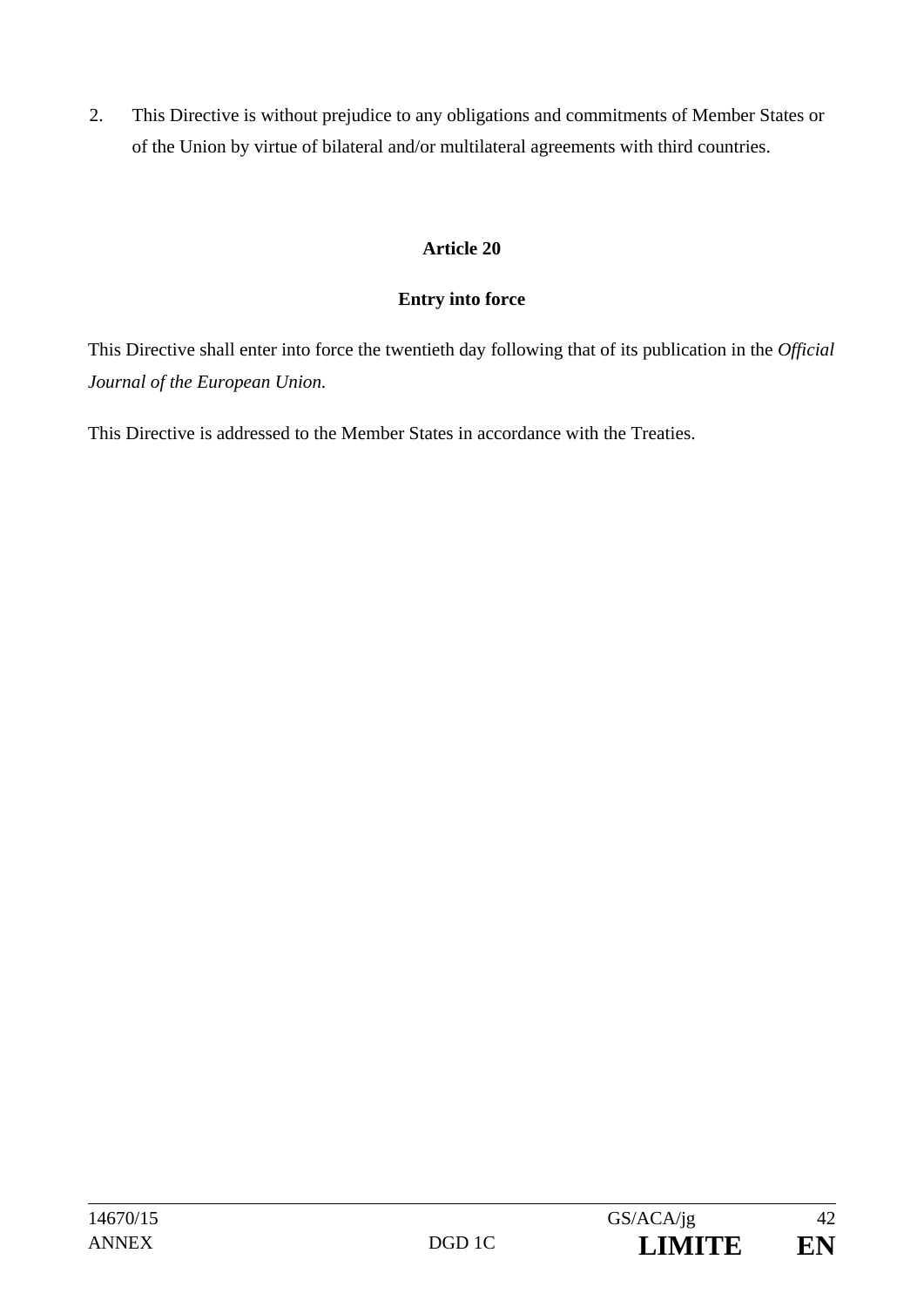2. This Directive is without prejudice to any obligations and commitments of Member States or of the Union by virtue of bilateral and/or multilateral agreements with third countries.

**Article 20**

**Entry into force**

This Directive shall enter into force the twentieth day following that of its publication in the *Official Journal of the European Union.*

This Directive is addressed to the Member States in accordance with the Treaties.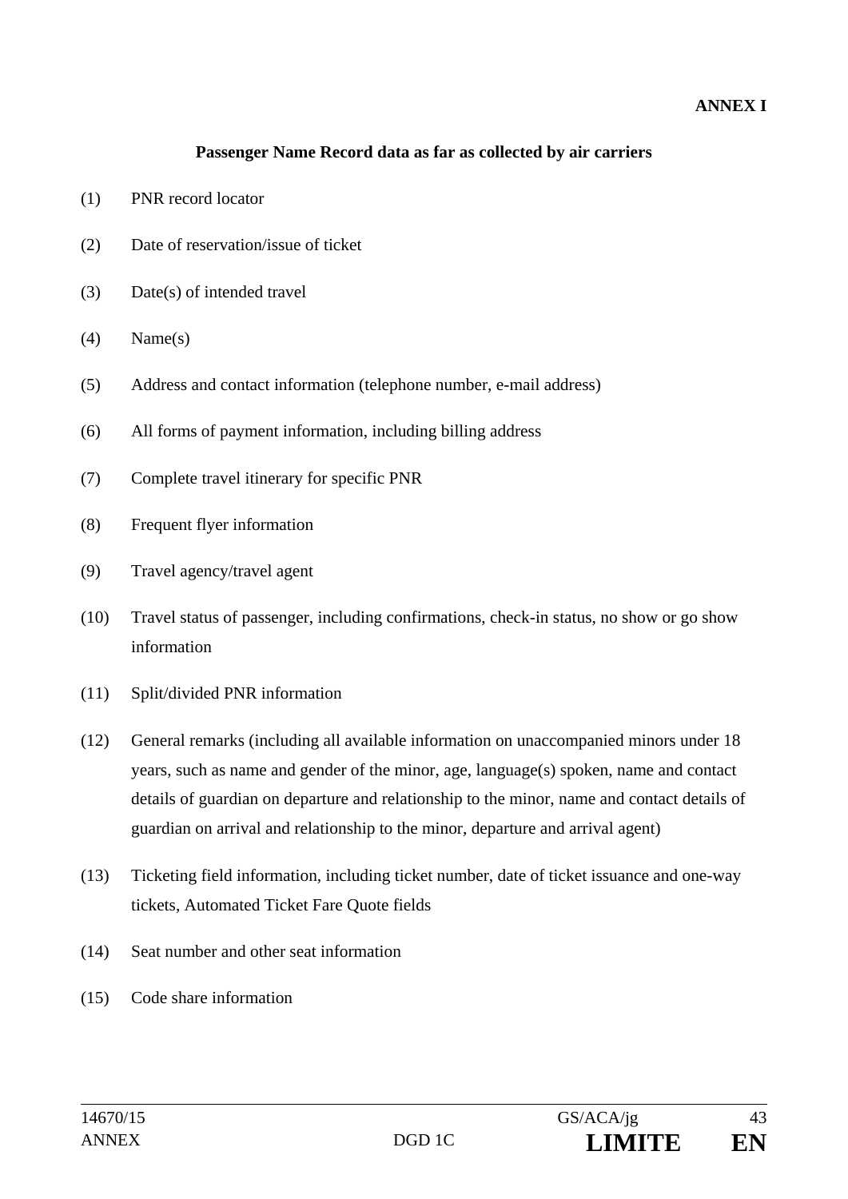**ANNEX I**

**Passenger Name Record data as far as collected by air carriers**

(1) PNR record locator

(2) Date of reservation/issue of ticket

(3) Date(s) of intended travel

(4) Name(s)

(5) Address and contact information (telephone number, e-mail address)

(6) All forms of payment information, including billing address

(7) Complete travel itinerary for specific PNR

(8) Frequent flyer information

(9) Travel agency/travel agent

(10) Travel status of passenger, including confirmations, check-in status, no show or go show information

(11) Split/divided PNR information

(12) General remarks (including all available information on unaccompanied minors under 18 years, such as name and gender of the minor, age, language(s) spoken, name and contact details of guardian on departure and relationship to the minor, name and contact details of guardian on arrival and relationship to the minor, departure and arrival agent)

(13) Ticketing field information, including ticket number, date of ticket issuance and one-way tickets, Automated Ticket Fare Quote fields

(14) Seat number and other seat information

(15) Code share information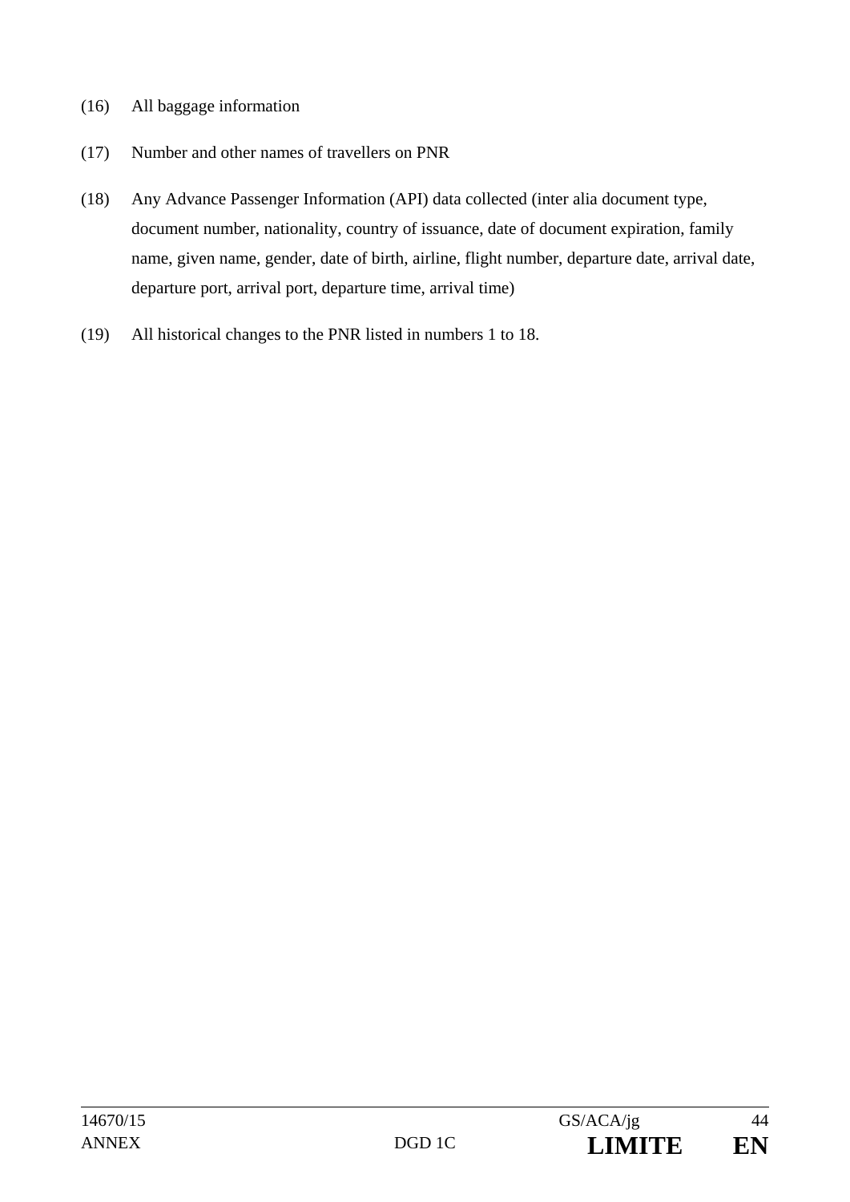(16) All baggage information

(17) Number and other names of travellers on PNR

(18) Any Advance Passenger Information (API) data collected (inter alia document type, document number, nationality, country of issuance, date of document expiration, family name, given name, gender, date of birth, airline, flight number, departure date, arrival date, departure port, arrival port, departure time, arrival time)

(19) All historical changes to the PNR listed in numbers 1 to 18.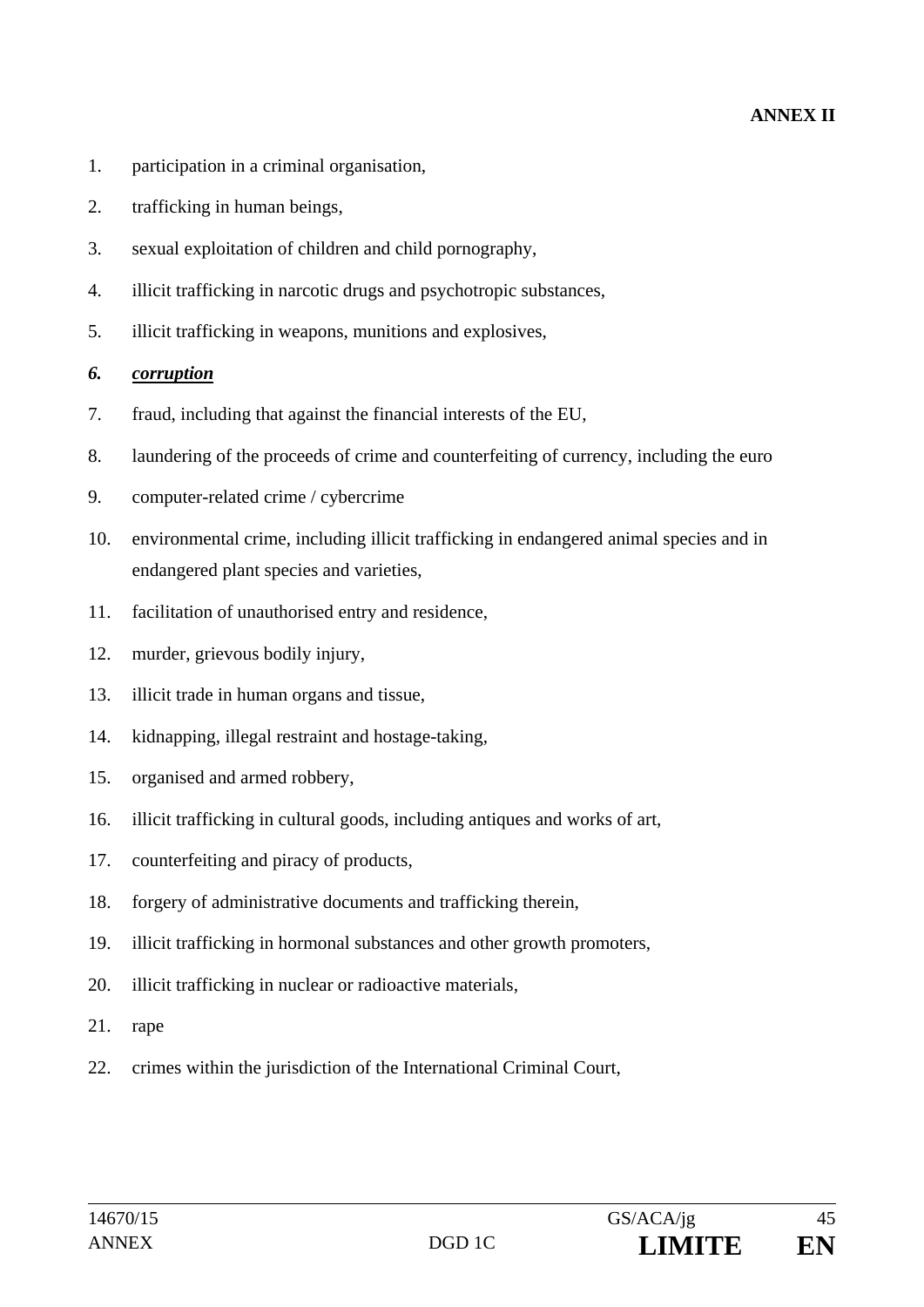**ANNEX II**

1. participation in a criminal organisation,
2. trafficking in human beings,
3. sexual exploitation of children and child pornography,
4. illicit trafficking in narcotic drugs and psychotropic substances,
5. illicit trafficking in weapons, munitions and explosives,
6. ***corruption***
7. fraud, including that against the financial interests of the EU,
8. laundering of the proceeds of crime and counterfeiting of currency, including the euro
9. computer-related crime / cybercrime
10. environmental crime, including illicit trafficking in endangered animal species and in endangered plant species and varieties,
11. facilitation of unauthorised entry and residence,
12. murder, grievous bodily injury,
13. illicit trade in human organs and tissue,
14. kidnapping, illegal restraint and hostage-taking,
15. organised and armed robbery,
16. illicit trafficking in cultural goods, including antiques and works of art,
17. counterfeiting and piracy of products,
18. forgery of administrative documents and trafficking therein,
19. illicit trafficking in hormonal substances and other growth promoters,
20. illicit trafficking in nuclear or radioactive materials,
21. rape
22. crimes within the jurisdiction of the International Criminal Court,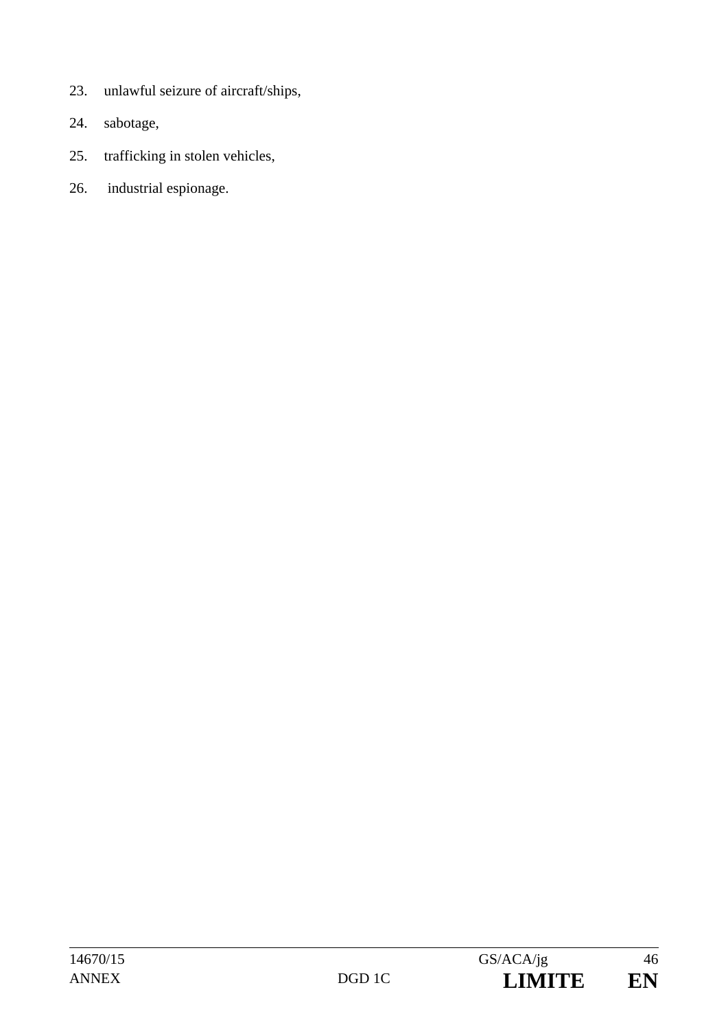23. unlawful seizure of aircraft/ships,
24. sabotage,
25. trafficking in stolen vehicles,
26. industrial espionage.